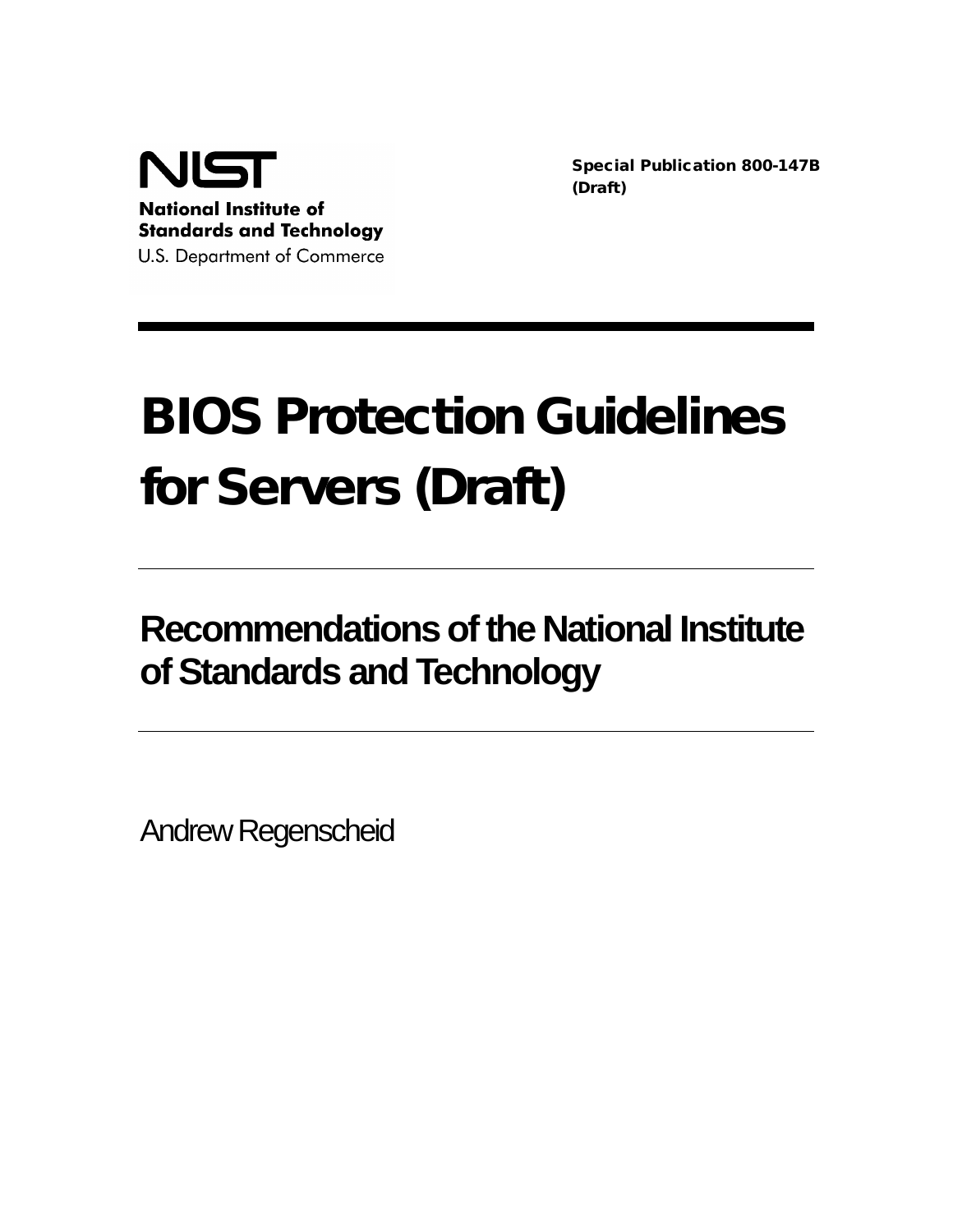NIST

**National Institute of Standards and Technology**

U.S. Department of Commerce

**Special Publication 800-147B (Draft)**

# BIOS Protection Guidelines for Servers (Draft)

## Recommendations of the National Institute of Standards and Technology

Andrew Regenscheid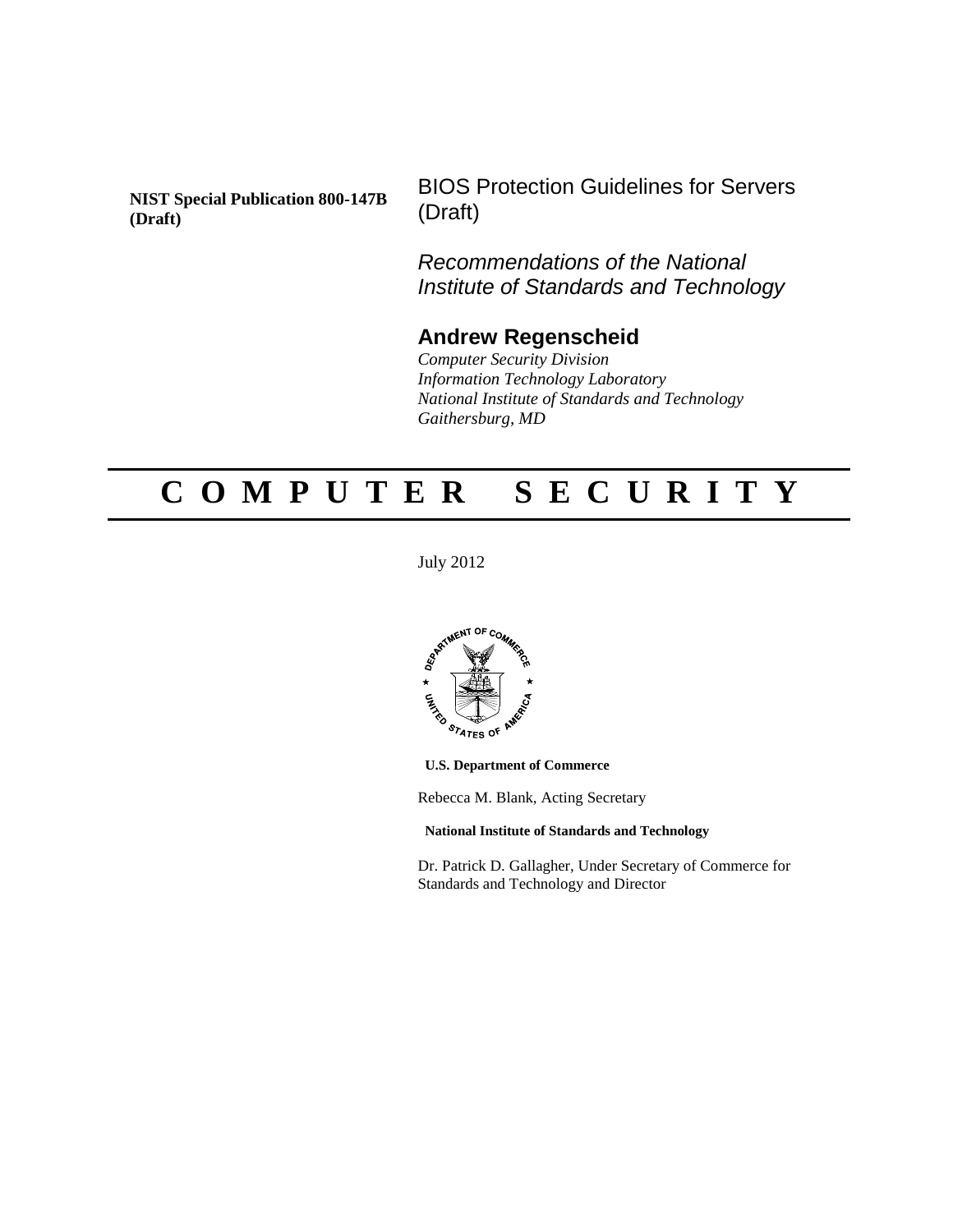**NIST Special Publication 800-147B (Draft)**

# BIOS Protection Guidelines for Servers (Draft)

*Recommendations of the National Institute of Standards and Technology*

## Andrew Regenscheid

*Computer Security Division*
*Information Technology Laboratory*
*National Institute of Standards and Technology*
*Gaithersburg, MD*

# C O M P U T E R   S E C U R I T Y

July 2012

**U.S. Department of Commerce**

Rebecca M. Blank, Acting Secretary

**National Institute of Standards and Technology**

Dr. Patrick D. Gallagher, Under Secretary of Commerce for Standards and Technology and Director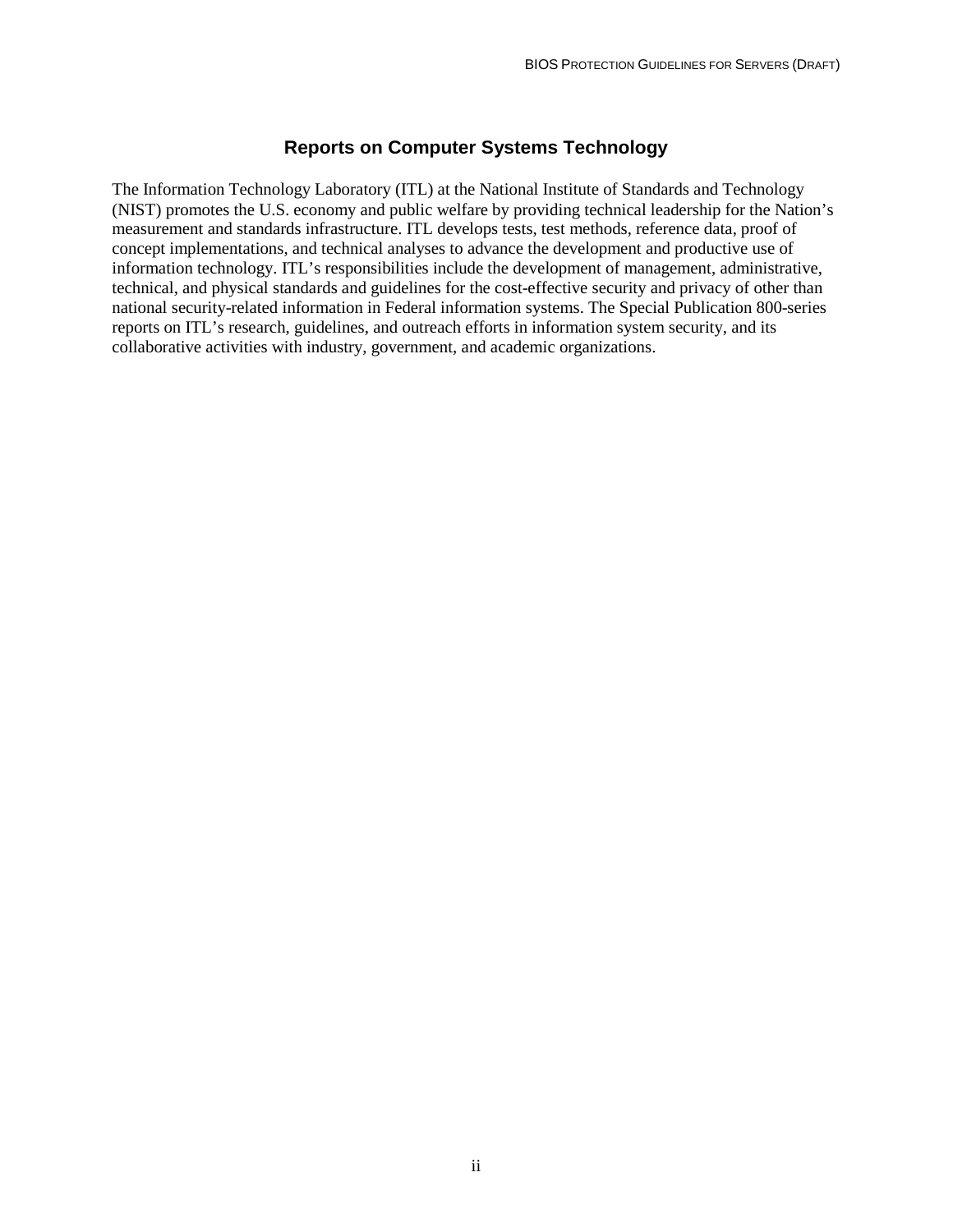## Reports on Computer Systems Technology

The Information Technology Laboratory (ITL) at the National Institute of Standards and Technology (NIST) promotes the U.S. economy and public welfare by providing technical leadership for the Nation's measurement and standards infrastructure. ITL develops tests, test methods, reference data, proof of concept implementations, and technical analyses to advance the development and productive use of information technology. ITL's responsibilities include the development of management, administrative, technical, and physical standards and guidelines for the cost-effective security and privacy of other than national security-related information in Federal information systems. The Special Publication 800-series reports on ITL's research, guidelines, and outreach efforts in information system security, and its collaborative activities with industry, government, and academic organizations.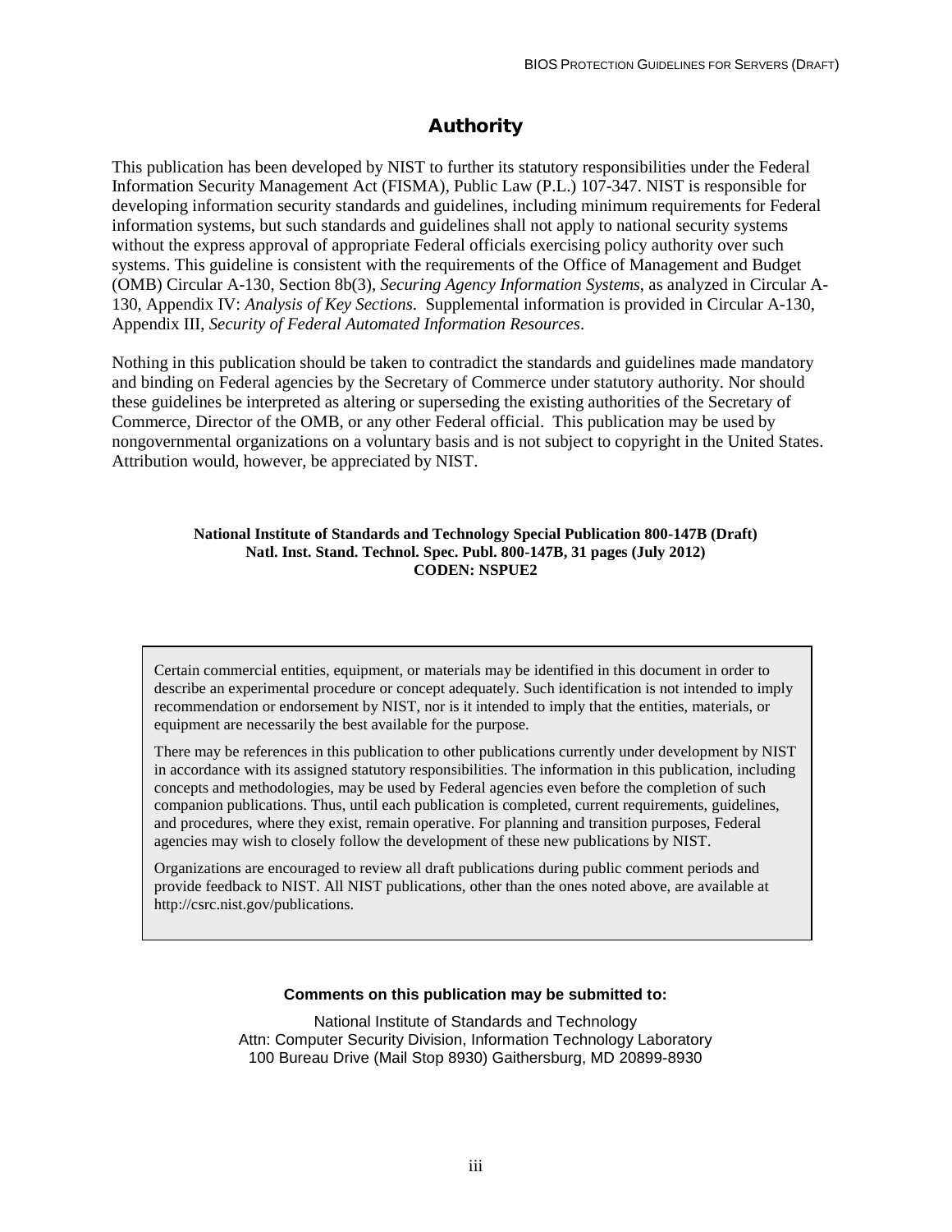# Authority

This publication has been developed by NIST to further its statutory responsibilities under the Federal Information Security Management Act (FISMA), Public Law (P.L.) 107-347. NIST is responsible for developing information security standards and guidelines, including minimum requirements for Federal information systems, but such standards and guidelines shall not apply to national security systems without the express approval of appropriate Federal officials exercising policy authority over such systems. This guideline is consistent with the requirements of the Office of Management and Budget (OMB) Circular A-130, Section 8b(3), *Securing Agency Information Systems*, as analyzed in Circular A-130, Appendix IV: *Analysis of Key Sections*. Supplemental information is provided in Circular A-130, Appendix III, *Security of Federal Automated Information Resources*.

Nothing in this publication should be taken to contradict the standards and guidelines made mandatory and binding on Federal agencies by the Secretary of Commerce under statutory authority. Nor should these guidelines be interpreted as altering or superseding the existing authorities of the Secretary of Commerce, Director of the OMB, or any other Federal official. This publication may be used by nongovernmental organizations on a voluntary basis and is not subject to copyright in the United States. Attribution would, however, be appreciated by NIST.

**National Institute of Standards and Technology Special Publication 800-147B (Draft)**
**Natl. Inst. Stand. Technol. Spec. Publ. 800-147B, 31 pages (July 2012)**
**CODEN: NSPUE2**

Certain commercial entities, equipment, or materials may be identified in this document in order to describe an experimental procedure or concept adequately. Such identification is not intended to imply recommendation or endorsement by NIST, nor is it intended to imply that the entities, materials, or equipment are necessarily the best available for the purpose.

There may be references in this publication to other publications currently under development by NIST in accordance with its assigned statutory responsibilities. The information in this publication, including concepts and methodologies, may be used by Federal agencies even before the completion of such companion publications. Thus, until each publication is completed, current requirements, guidelines, and procedures, where they exist, remain operative. For planning and transition purposes, Federal agencies may wish to closely follow the development of these new publications by NIST.

Organizations are encouraged to review all draft publications during public comment periods and provide feedback to NIST. All NIST publications, other than the ones noted above, are available at http://csrc.nist.gov/publications.

**Comments on this publication may be submitted to:**

National Institute of Standards and Technology
Attn: Computer Security Division, Information Technology Laboratory
100 Bureau Drive (Mail Stop 8930) Gaithersburg, MD 20899-8930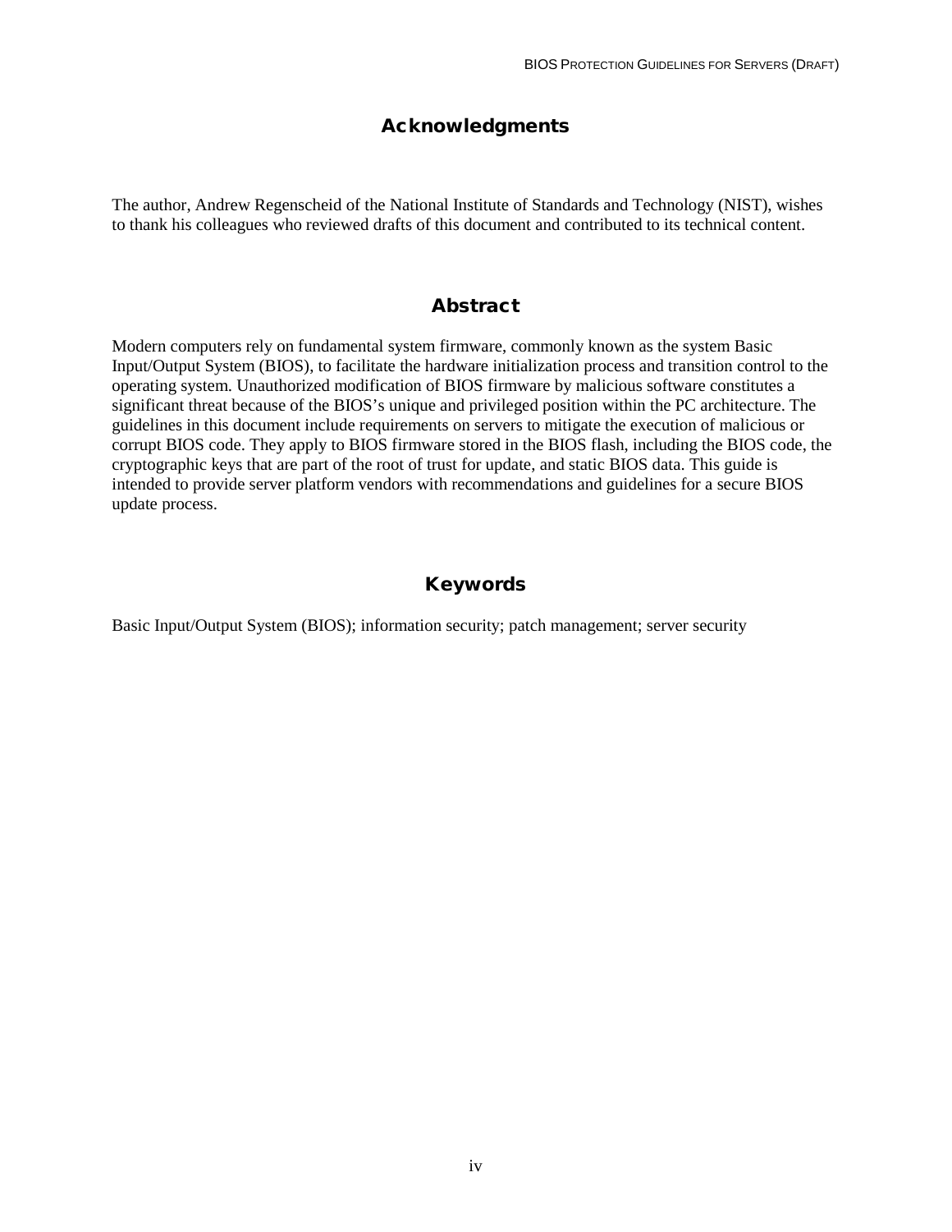## Acknowledgments

The author, Andrew Regenscheid of the National Institute of Standards and Technology (NIST), wishes to thank his colleagues who reviewed drafts of this document and contributed to its technical content.

## Abstract

Modern computers rely on fundamental system firmware, commonly known as the system Basic Input/Output System (BIOS), to facilitate the hardware initialization process and transition control to the operating system. Unauthorized modification of BIOS firmware by malicious software constitutes a significant threat because of the BIOS's unique and privileged position within the PC architecture. The guidelines in this document include requirements on servers to mitigate the execution of malicious or corrupt BIOS code. They apply to BIOS firmware stored in the BIOS flash, including the BIOS code, the cryptographic keys that are part of the root of trust for update, and static BIOS data. This guide is intended to provide server platform vendors with recommendations and guidelines for a secure BIOS update process.

## Keywords

Basic Input/Output System (BIOS); information security; patch management; server security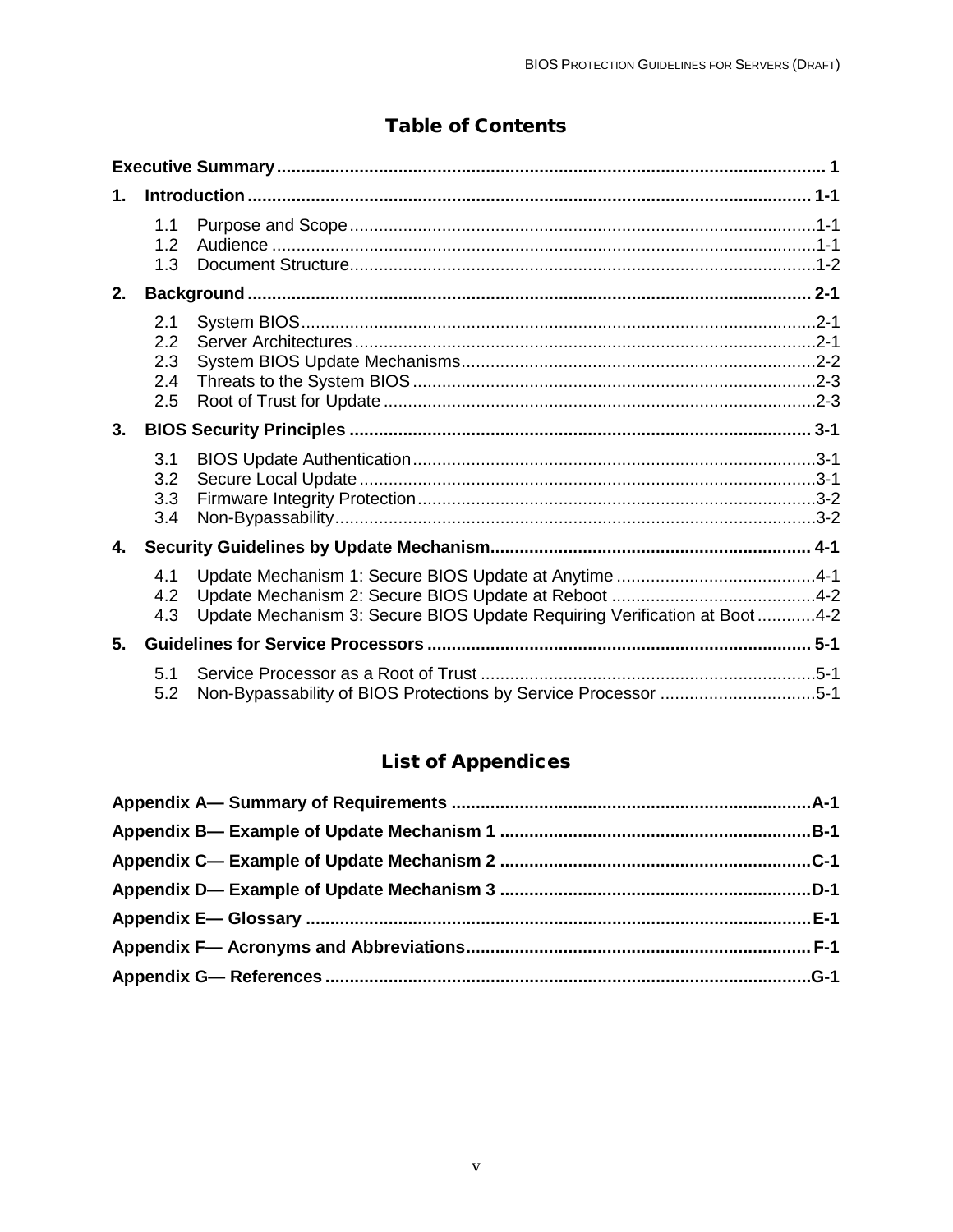## Table of Contents

**Executive Summary** .......... 1

**1. Introduction** .......... 1-1

- 1.1 Purpose and Scope .......... 1-1
- 1.2 Audience .......... 1-1
- 1.3 Document Structure .......... 1-2

**2. Background** .......... 2-1

- 2.1 System BIOS .......... 2-1
- 2.2 Server Architectures .......... 2-1
- 2.3 System BIOS Update Mechanisms .......... 2-2
- 2.4 Threats to the System BIOS .......... 2-3
- 2.5 Root of Trust for Update .......... 2-3

**3. BIOS Security Principles** .......... 3-1

- 3.1 BIOS Update Authentication .......... 3-1
- 3.2 Secure Local Update .......... 3-1
- 3.3 Firmware Integrity Protection .......... 3-2
- 3.4 Non-Bypassability .......... 3-2

**4. Security Guidelines by Update Mechanism** .......... 4-1

- 4.1 Update Mechanism 1: Secure BIOS Update at Anytime .......... 4-1
- 4.2 Update Mechanism 2: Secure BIOS Update at Reboot .......... 4-2
- 4.3 Update Mechanism 3: Secure BIOS Update Requiring Verification at Boot .......... 4-2

**5. Guidelines for Service Processors** .......... 5-1

- 5.1 Service Processor as a Root of Trust .......... 5-1
- 5.2 Non-Bypassability of BIOS Protections by Service Processor .......... 5-1

## List of Appendices

**Appendix A— Summary of Requirements** .......... A-1

**Appendix B— Example of Update Mechanism 1** .......... B-1

**Appendix C— Example of Update Mechanism 2** .......... C-1

**Appendix D— Example of Update Mechanism 3** .......... D-1

**Appendix E— Glossary** .......... E-1

**Appendix F— Acronyms and Abbreviations** .......... F-1

**Appendix G— References** .......... G-1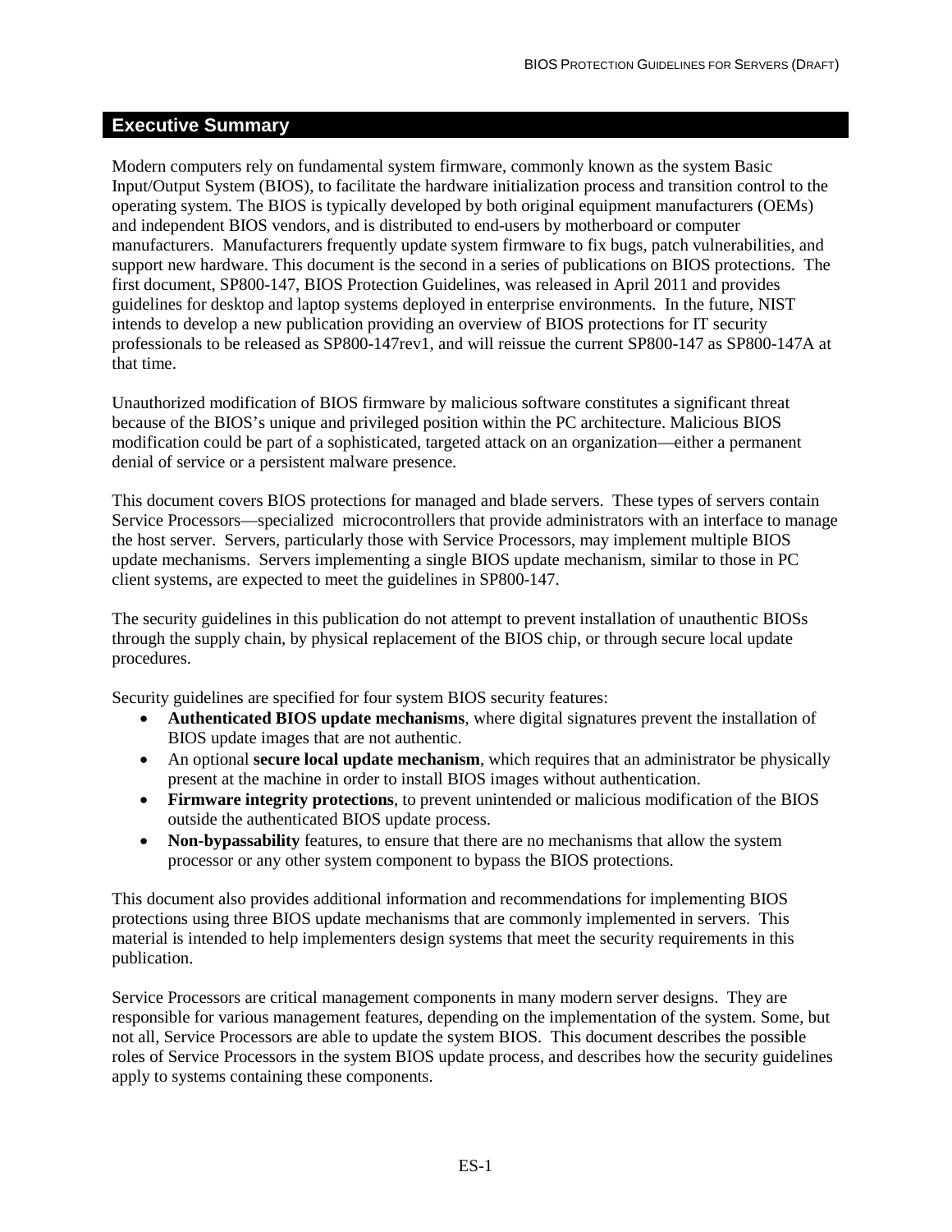## Executive Summary

Modern computers rely on fundamental system firmware, commonly known as the system Basic Input/Output System (BIOS), to facilitate the hardware initialization process and transition control to the operating system. The BIOS is typically developed by both original equipment manufacturers (OEMs) and independent BIOS vendors, and is distributed to end-users by motherboard or computer manufacturers. Manufacturers frequently update system firmware to fix bugs, patch vulnerabilities, and support new hardware. This document is the second in a series of publications on BIOS protections. The first document, SP800-147, BIOS Protection Guidelines, was released in April 2011 and provides guidelines for desktop and laptop systems deployed in enterprise environments. In the future, NIST intends to develop a new publication providing an overview of BIOS protections for IT security professionals to be released as SP800-147rev1, and will reissue the current SP800-147 as SP800-147A at that time.

Unauthorized modification of BIOS firmware by malicious software constitutes a significant threat because of the BIOS's unique and privileged position within the PC architecture. Malicious BIOS modification could be part of a sophisticated, targeted attack on an organization—either a permanent denial of service or a persistent malware presence.

This document covers BIOS protections for managed and blade servers. These types of servers contain Service Processors—specialized microcontrollers that provide administrators with an interface to manage the host server. Servers, particularly those with Service Processors, may implement multiple BIOS update mechanisms. Servers implementing a single BIOS update mechanism, similar to those in PC client systems, are expected to meet the guidelines in SP800-147.

The security guidelines in this publication do not attempt to prevent installation of unauthentic BIOSs through the supply chain, by physical replacement of the BIOS chip, or through secure local update procedures.

Security guidelines are specified for four system BIOS security features:

- **Authenticated BIOS update mechanisms**, where digital signatures prevent the installation of BIOS update images that are not authentic.
- An optional **secure local update mechanism**, which requires that an administrator be physically present at the machine in order to install BIOS images without authentication.
- **Firmware integrity protections**, to prevent unintended or malicious modification of the BIOS outside the authenticated BIOS update process.
- **Non-bypassability** features, to ensure that there are no mechanisms that allow the system processor or any other system component to bypass the BIOS protections.

This document also provides additional information and recommendations for implementing BIOS protections using three BIOS update mechanisms that are commonly implemented in servers. This material is intended to help implementers design systems that meet the security requirements in this publication.

Service Processors are critical management components in many modern server designs. They are responsible for various management features, depending on the implementation of the system. Some, but not all, Service Processors are able to update the system BIOS. This document describes the possible roles of Service Processors in the system BIOS update process, and describes how the security guidelines apply to systems containing these components.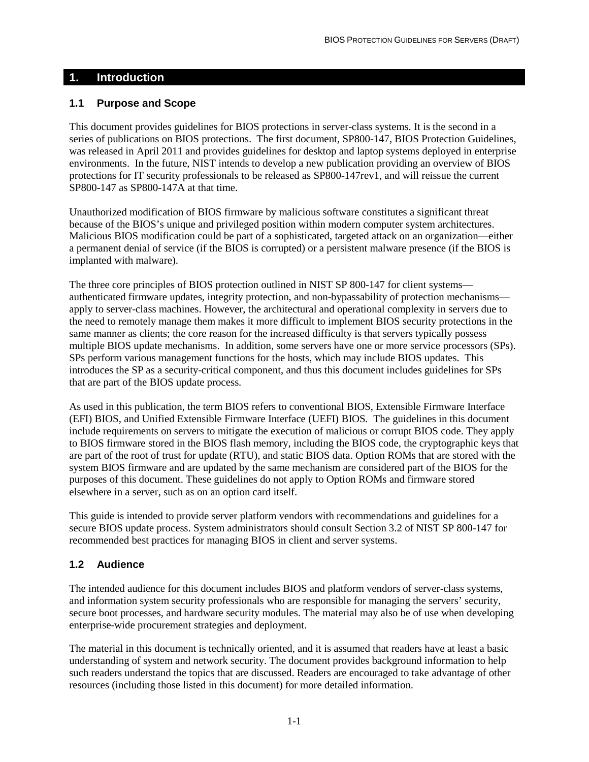# 1. Introduction

## 1.1 Purpose and Scope

This document provides guidelines for BIOS protections in server-class systems. It is the second in a series of publications on BIOS protections. The first document, SP800-147, BIOS Protection Guidelines, was released in April 2011 and provides guidelines for desktop and laptop systems deployed in enterprise environments. In the future, NIST intends to develop a new publication providing an overview of BIOS protections for IT security professionals to be released as SP800-147rev1, and will reissue the current SP800-147 as SP800-147A at that time.

Unauthorized modification of BIOS firmware by malicious software constitutes a significant threat because of the BIOS's unique and privileged position within modern computer system architectures. Malicious BIOS modification could be part of a sophisticated, targeted attack on an organization—either a permanent denial of service (if the BIOS is corrupted) or a persistent malware presence (if the BIOS is implanted with malware).

The three core principles of BIOS protection outlined in NIST SP 800-147 for client systems—authenticated firmware updates, integrity protection, and non-bypassability of protection mechanisms—apply to server-class machines. However, the architectural and operational complexity in servers due to the need to remotely manage them makes it more difficult to implement BIOS security protections in the same manner as clients; the core reason for the increased difficulty is that servers typically possess multiple BIOS update mechanisms. In addition, some servers have one or more service processors (SPs). SPs perform various management functions for the hosts, which may include BIOS updates. This introduces the SP as a security-critical component, and thus this document includes guidelines for SPs that are part of the BIOS update process.

As used in this publication, the term BIOS refers to conventional BIOS, Extensible Firmware Interface (EFI) BIOS, and Unified Extensible Firmware Interface (UEFI) BIOS. The guidelines in this document include requirements on servers to mitigate the execution of malicious or corrupt BIOS code. They apply to BIOS firmware stored in the BIOS flash memory, including the BIOS code, the cryptographic keys that are part of the root of trust for update (RTU), and static BIOS data. Option ROMs that are stored with the system BIOS firmware and are updated by the same mechanism are considered part of the BIOS for the purposes of this document. These guidelines do not apply to Option ROMs and firmware stored elsewhere in a server, such as on an option card itself.

This guide is intended to provide server platform vendors with recommendations and guidelines for a secure BIOS update process. System administrators should consult Section 3.2 of NIST SP 800-147 for recommended best practices for managing BIOS in client and server systems.

## 1.2 Audience

The intended audience for this document includes BIOS and platform vendors of server-class systems, and information system security professionals who are responsible for managing the servers' security, secure boot processes, and hardware security modules. The material may also be of use when developing enterprise-wide procurement strategies and deployment.

The material in this document is technically oriented, and it is assumed that readers have at least a basic understanding of system and network security. The document provides background information to help such readers understand the topics that are discussed. Readers are encouraged to take advantage of other resources (including those listed in this document) for more detailed information.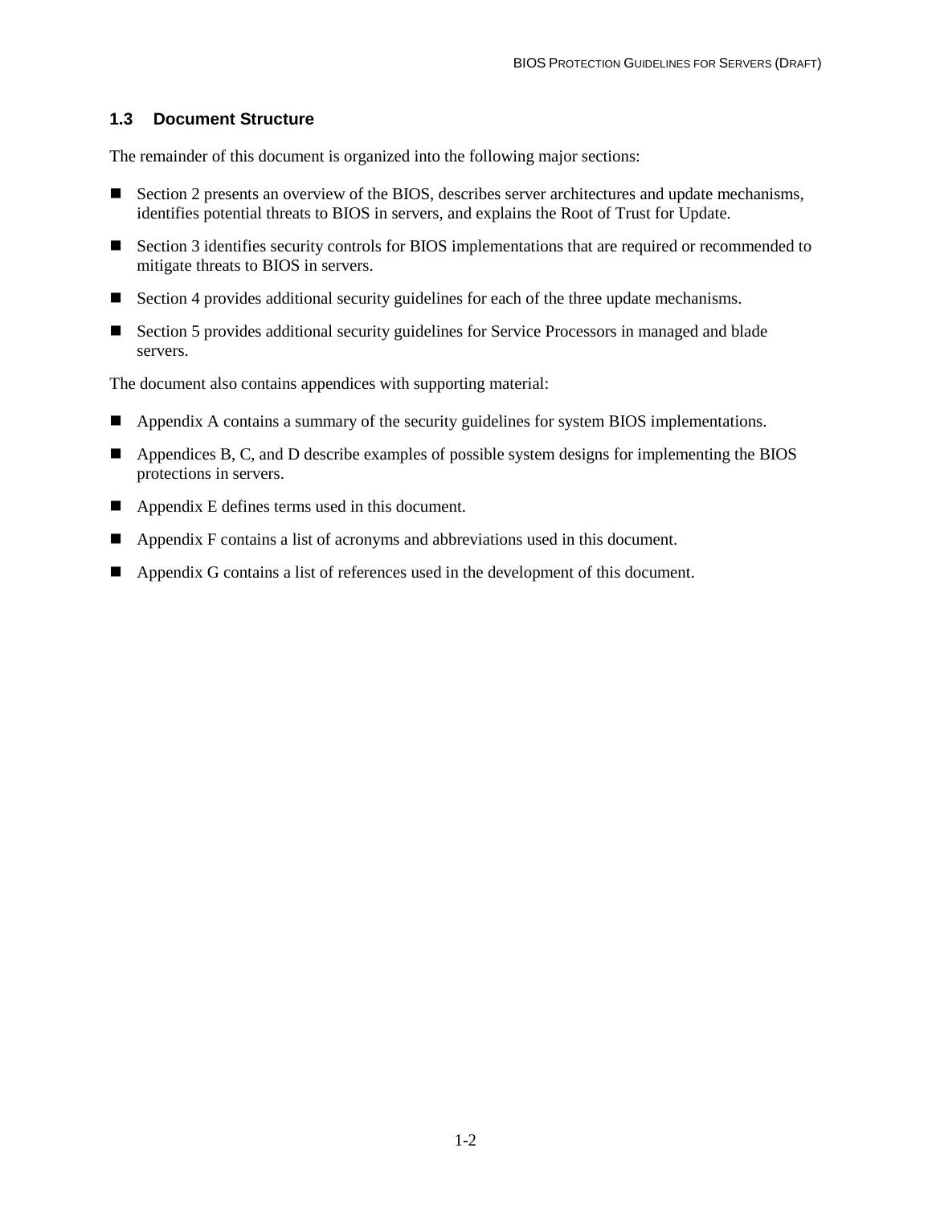### 1.3 Document Structure

The remainder of this document is organized into the following major sections:

- Section 2 presents an overview of the BIOS, describes server architectures and update mechanisms, identifies potential threats to BIOS in servers, and explains the Root of Trust for Update.
- Section 3 identifies security controls for BIOS implementations that are required or recommended to mitigate threats to BIOS in servers.
- Section 4 provides additional security guidelines for each of the three update mechanisms.
- Section 5 provides additional security guidelines for Service Processors in managed and blade servers.

The document also contains appendices with supporting material:

- Appendix A contains a summary of the security guidelines for system BIOS implementations.
- Appendices B, C, and D describe examples of possible system designs for implementing the BIOS protections in servers.
- Appendix E defines terms used in this document.
- Appendix F contains a list of acronyms and abbreviations used in this document.
- Appendix G contains a list of references used in the development of this document.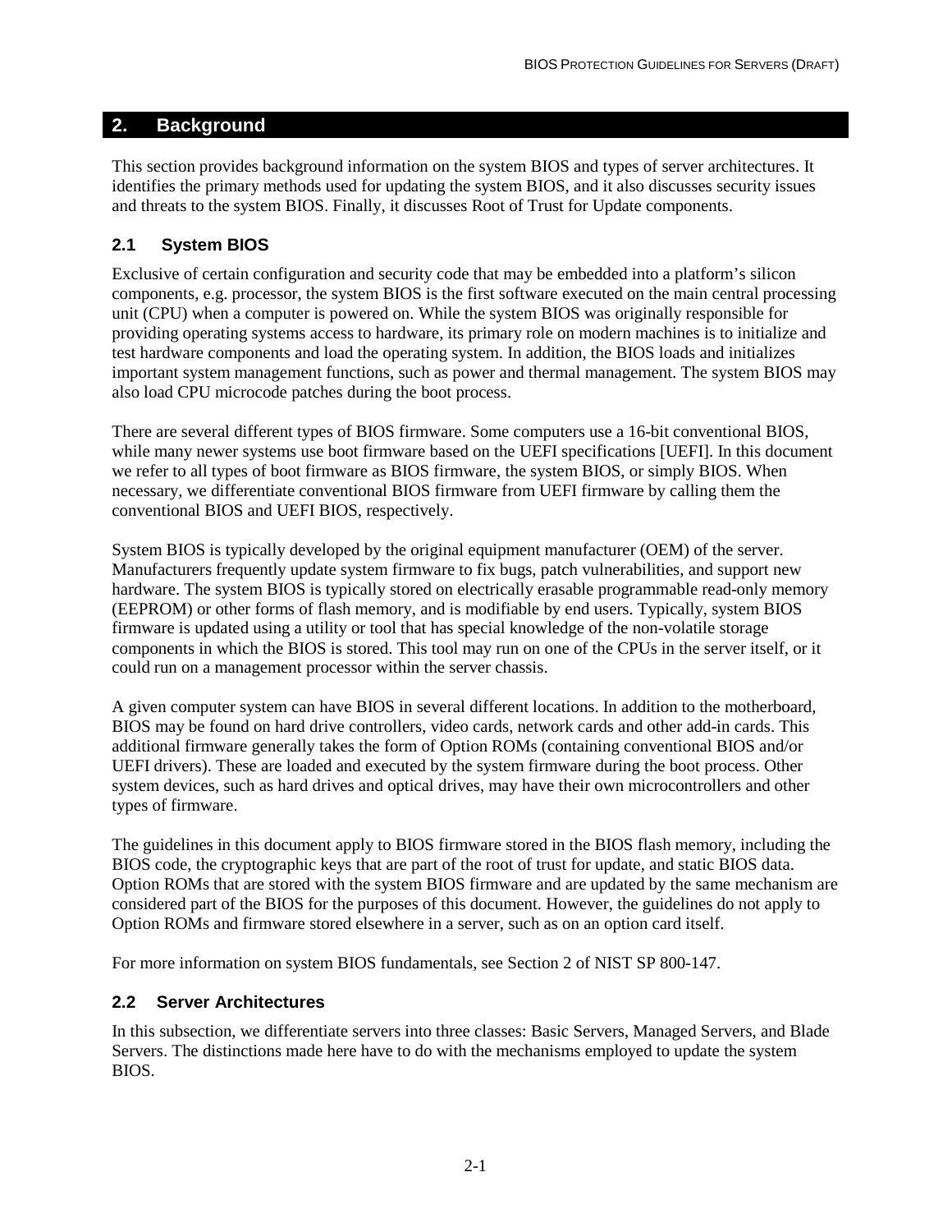## 2. Background

This section provides background information on the system BIOS and types of server architectures. It identifies the primary methods used for updating the system BIOS, and it also discusses security issues and threats to the system BIOS. Finally, it discusses Root of Trust for Update components.

### 2.1 System BIOS

Exclusive of certain configuration and security code that may be embedded into a platform's silicon components, e.g. processor, the system BIOS is the first software executed on the main central processing unit (CPU) when a computer is powered on. While the system BIOS was originally responsible for providing operating systems access to hardware, its primary role on modern machines is to initialize and test hardware components and load the operating system. In addition, the BIOS loads and initializes important system management functions, such as power and thermal management. The system BIOS may also load CPU microcode patches during the boot process.

There are several different types of BIOS firmware. Some computers use a 16-bit conventional BIOS, while many newer systems use boot firmware based on the UEFI specifications [UEFI]. In this document we refer to all types of boot firmware as BIOS firmware, the system BIOS, or simply BIOS. When necessary, we differentiate conventional BIOS firmware from UEFI firmware by calling them the conventional BIOS and UEFI BIOS, respectively.

System BIOS is typically developed by the original equipment manufacturer (OEM) of the server. Manufacturers frequently update system firmware to fix bugs, patch vulnerabilities, and support new hardware. The system BIOS is typically stored on electrically erasable programmable read-only memory (EEPROM) or other forms of flash memory, and is modifiable by end users. Typically, system BIOS firmware is updated using a utility or tool that has special knowledge of the non-volatile storage components in which the BIOS is stored. This tool may run on one of the CPUs in the server itself, or it could run on a management processor within the server chassis.

A given computer system can have BIOS in several different locations. In addition to the motherboard, BIOS may be found on hard drive controllers, video cards, network cards and other add-in cards. This additional firmware generally takes the form of Option ROMs (containing conventional BIOS and/or UEFI drivers). These are loaded and executed by the system firmware during the boot process. Other system devices, such as hard drives and optical drives, may have their own microcontrollers and other types of firmware.

The guidelines in this document apply to BIOS firmware stored in the BIOS flash memory, including the BIOS code, the cryptographic keys that are part of the root of trust for update, and static BIOS data. Option ROMs that are stored with the system BIOS firmware and are updated by the same mechanism are considered part of the BIOS for the purposes of this document. However, the guidelines do not apply to Option ROMs and firmware stored elsewhere in a server, such as on an option card itself.

For more information on system BIOS fundamentals, see Section 2 of NIST SP 800-147.

### 2.2 Server Architectures

In this subsection, we differentiate servers into three classes: Basic Servers, Managed Servers, and Blade Servers. The distinctions made here have to do with the mechanisms employed to update the system BIOS.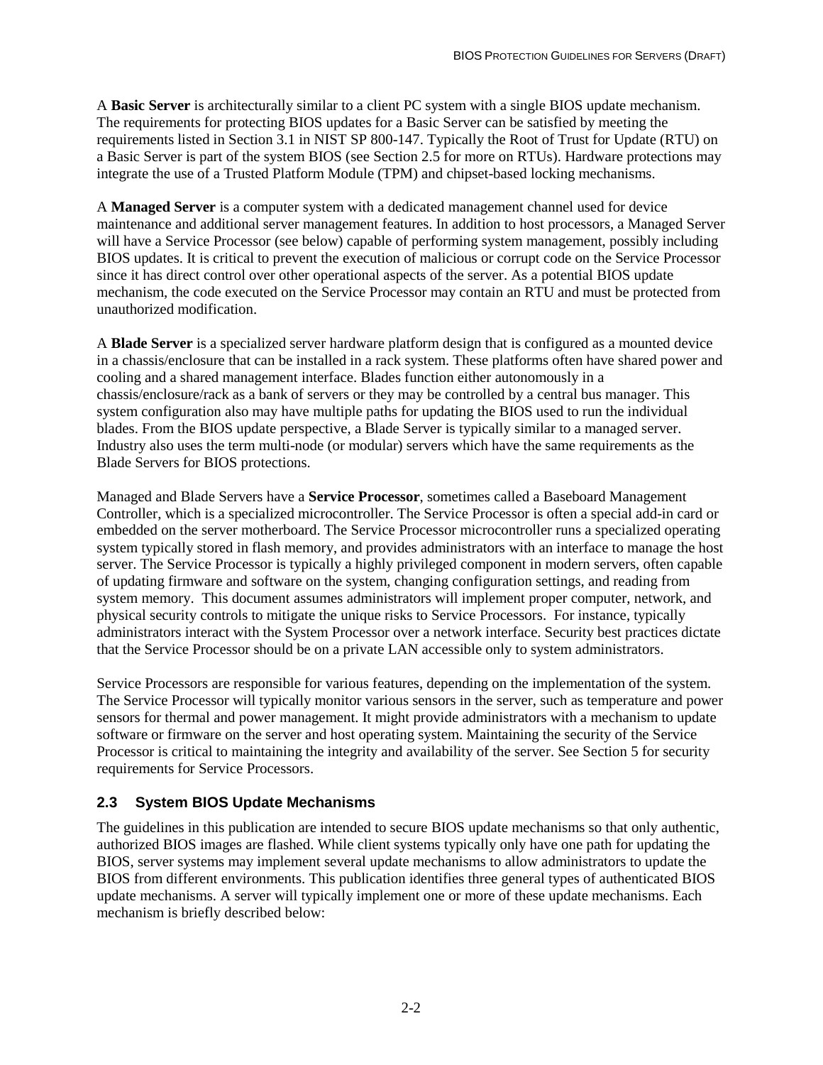A **Basic Server** is architecturally similar to a client PC system with a single BIOS update mechanism. The requirements for protecting BIOS updates for a Basic Server can be satisfied by meeting the requirements listed in Section 3.1 in NIST SP 800-147. Typically the Root of Trust for Update (RTU) on a Basic Server is part of the system BIOS (see Section 2.5 for more on RTUs). Hardware protections may integrate the use of a Trusted Platform Module (TPM) and chipset-based locking mechanisms.

A **Managed Server** is a computer system with a dedicated management channel used for device maintenance and additional server management features. In addition to host processors, a Managed Server will have a Service Processor (see below) capable of performing system management, possibly including BIOS updates. It is critical to prevent the execution of malicious or corrupt code on the Service Processor since it has direct control over other operational aspects of the server. As a potential BIOS update mechanism, the code executed on the Service Processor may contain an RTU and must be protected from unauthorized modification.

A **Blade Server** is a specialized server hardware platform design that is configured as a mounted device in a chassis/enclosure that can be installed in a rack system. These platforms often have shared power and cooling and a shared management interface. Blades function either autonomously in a chassis/enclosure/rack as a bank of servers or they may be controlled by a central bus manager. This system configuration also may have multiple paths for updating the BIOS used to run the individual blades. From the BIOS update perspective, a Blade Server is typically similar to a managed server. Industry also uses the term multi-node (or modular) servers which have the same requirements as the Blade Servers for BIOS protections.

Managed and Blade Servers have a **Service Processor**, sometimes called a Baseboard Management Controller, which is a specialized microcontroller. The Service Processor is often a special add-in card or embedded on the server motherboard. The Service Processor microcontroller runs a specialized operating system typically stored in flash memory, and provides administrators with an interface to manage the host server. The Service Processor is typically a highly privileged component in modern servers, often capable of updating firmware and software on the system, changing configuration settings, and reading from system memory. This document assumes administrators will implement proper computer, network, and physical security controls to mitigate the unique risks to Service Processors. For instance, typically administrators interact with the System Processor over a network interface. Security best practices dictate that the Service Processor should be on a private LAN accessible only to system administrators.

Service Processors are responsible for various features, depending on the implementation of the system. The Service Processor will typically monitor various sensors in the server, such as temperature and power sensors for thermal and power management. It might provide administrators with a mechanism to update software or firmware on the server and host operating system. Maintaining the security of the Service Processor is critical to maintaining the integrity and availability of the server. See Section 5 for security requirements for Service Processors.

## 2.3 System BIOS Update Mechanisms

The guidelines in this publication are intended to secure BIOS update mechanisms so that only authentic, authorized BIOS images are flashed. While client systems typically only have one path for updating the BIOS, server systems may implement several update mechanisms to allow administrators to update the BIOS from different environments. This publication identifies three general types of authenticated BIOS update mechanisms. A server will typically implement one or more of these update mechanisms. Each mechanism is briefly described below: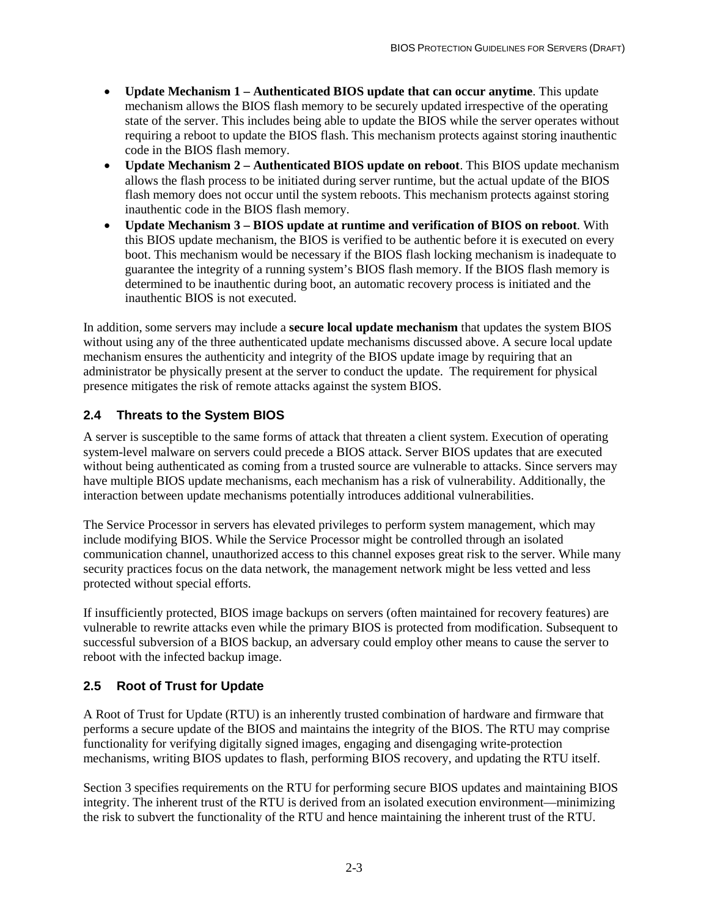- **Update Mechanism 1 – Authenticated BIOS update that can occur anytime**. This update mechanism allows the BIOS flash memory to be securely updated irrespective of the operating state of the server. This includes being able to update the BIOS while the server operates without requiring a reboot to update the BIOS flash. This mechanism protects against storing inauthentic code in the BIOS flash memory.
- **Update Mechanism 2 – Authenticated BIOS update on reboot**. This BIOS update mechanism allows the flash process to be initiated during server runtime, but the actual update of the BIOS flash memory does not occur until the system reboots. This mechanism protects against storing inauthentic code in the BIOS flash memory.
- **Update Mechanism 3 – BIOS update at runtime and verification of BIOS on reboot**. With this BIOS update mechanism, the BIOS is verified to be authentic before it is executed on every boot. This mechanism would be necessary if the BIOS flash locking mechanism is inadequate to guarantee the integrity of a running system's BIOS flash memory. If the BIOS flash memory is determined to be inauthentic during boot, an automatic recovery process is initiated and the inauthentic BIOS is not executed.

In addition, some servers may include a **secure local update mechanism** that updates the system BIOS without using any of the three authenticated update mechanisms discussed above. A secure local update mechanism ensures the authenticity and integrity of the BIOS update image by requiring that an administrator be physically present at the server to conduct the update. The requirement for physical presence mitigates the risk of remote attacks against the system BIOS.

## 2.4 Threats to the System BIOS

A server is susceptible to the same forms of attack that threaten a client system. Execution of operating system-level malware on servers could precede a BIOS attack. Server BIOS updates that are executed without being authenticated as coming from a trusted source are vulnerable to attacks. Since servers may have multiple BIOS update mechanisms, each mechanism has a risk of vulnerability. Additionally, the interaction between update mechanisms potentially introduces additional vulnerabilities.

The Service Processor in servers has elevated privileges to perform system management, which may include modifying BIOS. While the Service Processor might be controlled through an isolated communication channel, unauthorized access to this channel exposes great risk to the server. While many security practices focus on the data network, the management network might be less vetted and less protected without special efforts.

If insufficiently protected, BIOS image backups on servers (often maintained for recovery features) are vulnerable to rewrite attacks even while the primary BIOS is protected from modification. Subsequent to successful subversion of a BIOS backup, an adversary could employ other means to cause the server to reboot with the infected backup image.

## 2.5 Root of Trust for Update

A Root of Trust for Update (RTU) is an inherently trusted combination of hardware and firmware that performs a secure update of the BIOS and maintains the integrity of the BIOS. The RTU may comprise functionality for verifying digitally signed images, engaging and disengaging write-protection mechanisms, writing BIOS updates to flash, performing BIOS recovery, and updating the RTU itself.

Section 3 specifies requirements on the RTU for performing secure BIOS updates and maintaining BIOS integrity. The inherent trust of the RTU is derived from an isolated execution environment—minimizing the risk to subvert the functionality of the RTU and hence maintaining the inherent trust of the RTU.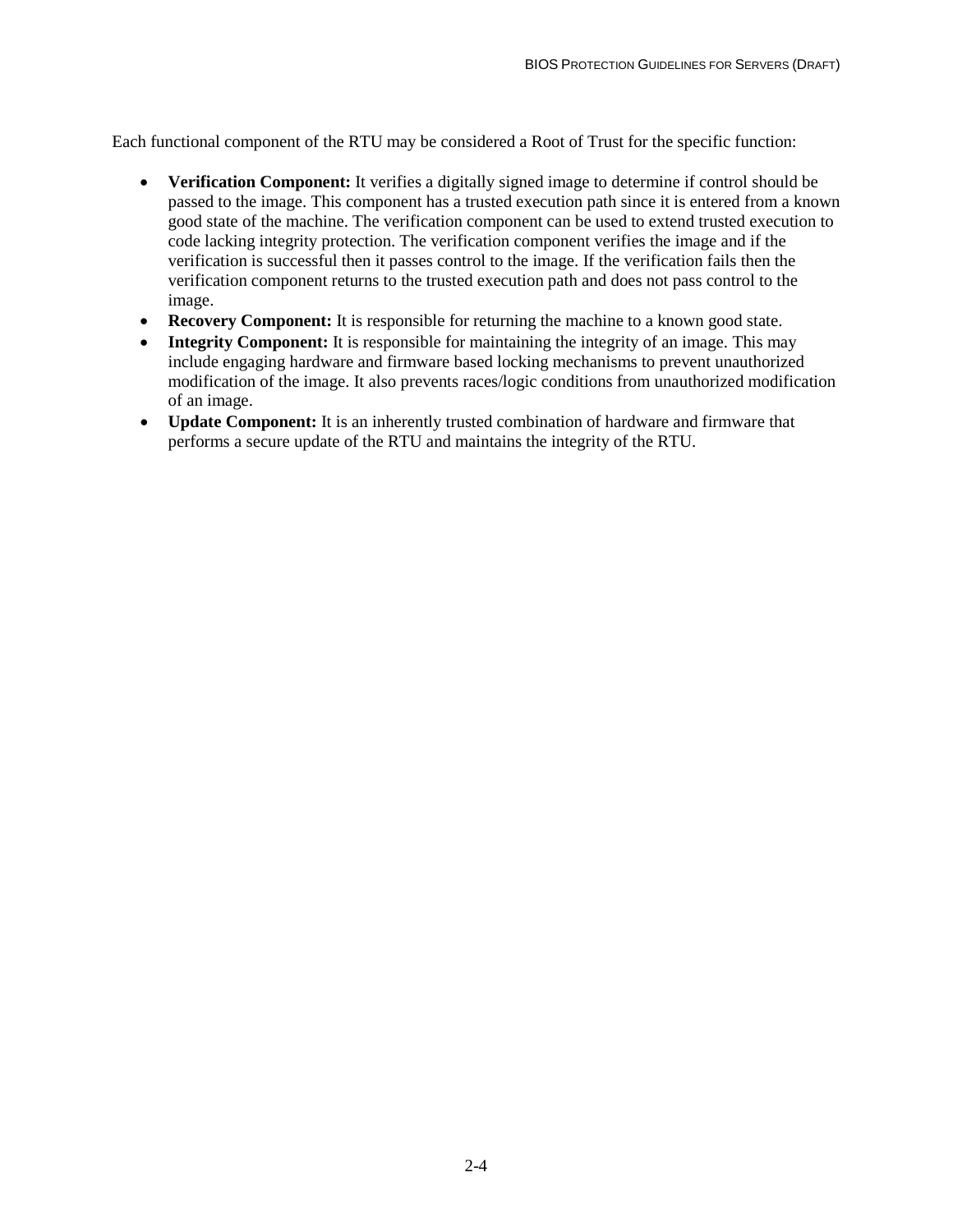Each functional component of the RTU may be considered a Root of Trust for the specific function:

- **Verification Component:** It verifies a digitally signed image to determine if control should be passed to the image. This component has a trusted execution path since it is entered from a known good state of the machine. The verification component can be used to extend trusted execution to code lacking integrity protection. The verification component verifies the image and if the verification is successful then it passes control to the image. If the verification fails then the verification component returns to the trusted execution path and does not pass control to the image.
- **Recovery Component:** It is responsible for returning the machine to a known good state.
- **Integrity Component:** It is responsible for maintaining the integrity of an image. This may include engaging hardware and firmware based locking mechanisms to prevent unauthorized modification of the image. It also prevents races/logic conditions from unauthorized modification of an image.
- **Update Component:** It is an inherently trusted combination of hardware and firmware that performs a secure update of the RTU and maintains the integrity of the RTU.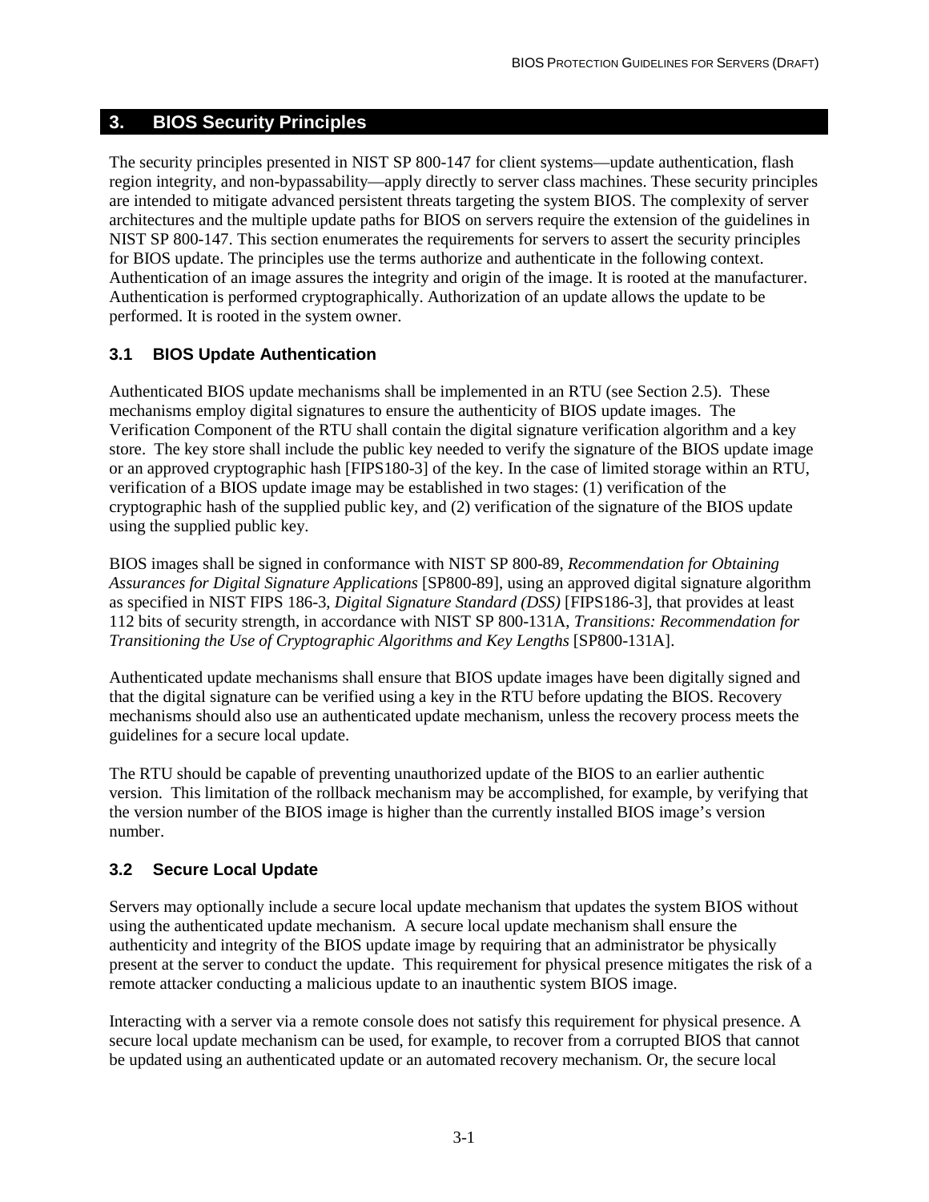## 3. BIOS Security Principles

The security principles presented in NIST SP 800-147 for client systems—update authentication, flash region integrity, and non-bypassability—apply directly to server class machines. These security principles are intended to mitigate advanced persistent threats targeting the system BIOS. The complexity of server architectures and the multiple update paths for BIOS on servers require the extension of the guidelines in NIST SP 800-147. This section enumerates the requirements for servers to assert the security principles for BIOS update. The principles use the terms authorize and authenticate in the following context. Authentication of an image assures the integrity and origin of the image. It is rooted at the manufacturer. Authentication is performed cryptographically. Authorization of an update allows the update to be performed. It is rooted in the system owner.

### 3.1 BIOS Update Authentication

Authenticated BIOS update mechanisms shall be implemented in an RTU (see Section 2.5). These mechanisms employ digital signatures to ensure the authenticity of BIOS update images. The Verification Component of the RTU shall contain the digital signature verification algorithm and a key store. The key store shall include the public key needed to verify the signature of the BIOS update image or an approved cryptographic hash [FIPS180-3] of the key. In the case of limited storage within an RTU, verification of a BIOS update image may be established in two stages: (1) verification of the cryptographic hash of the supplied public key, and (2) verification of the signature of the BIOS update using the supplied public key.

BIOS images shall be signed in conformance with NIST SP 800-89, *Recommendation for Obtaining Assurances for Digital Signature Applications* [SP800-89], using an approved digital signature algorithm as specified in NIST FIPS 186-3, *Digital Signature Standard (DSS)* [FIPS186-3], that provides at least 112 bits of security strength, in accordance with NIST SP 800-131A, *Transitions: Recommendation for Transitioning the Use of Cryptographic Algorithms and Key Lengths* [SP800-131A].

Authenticated update mechanisms shall ensure that BIOS update images have been digitally signed and that the digital signature can be verified using a key in the RTU before updating the BIOS. Recovery mechanisms should also use an authenticated update mechanism, unless the recovery process meets the guidelines for a secure local update.

The RTU should be capable of preventing unauthorized update of the BIOS to an earlier authentic version. This limitation of the rollback mechanism may be accomplished, for example, by verifying that the version number of the BIOS image is higher than the currently installed BIOS image's version number.

### 3.2 Secure Local Update

Servers may optionally include a secure local update mechanism that updates the system BIOS without using the authenticated update mechanism. A secure local update mechanism shall ensure the authenticity and integrity of the BIOS update image by requiring that an administrator be physically present at the server to conduct the update. This requirement for physical presence mitigates the risk of a remote attacker conducting a malicious update to an inauthentic system BIOS image.

Interacting with a server via a remote console does not satisfy this requirement for physical presence. A secure local update mechanism can be used, for example, to recover from a corrupted BIOS that cannot be updated using an authenticated update or an automated recovery mechanism. Or, the secure local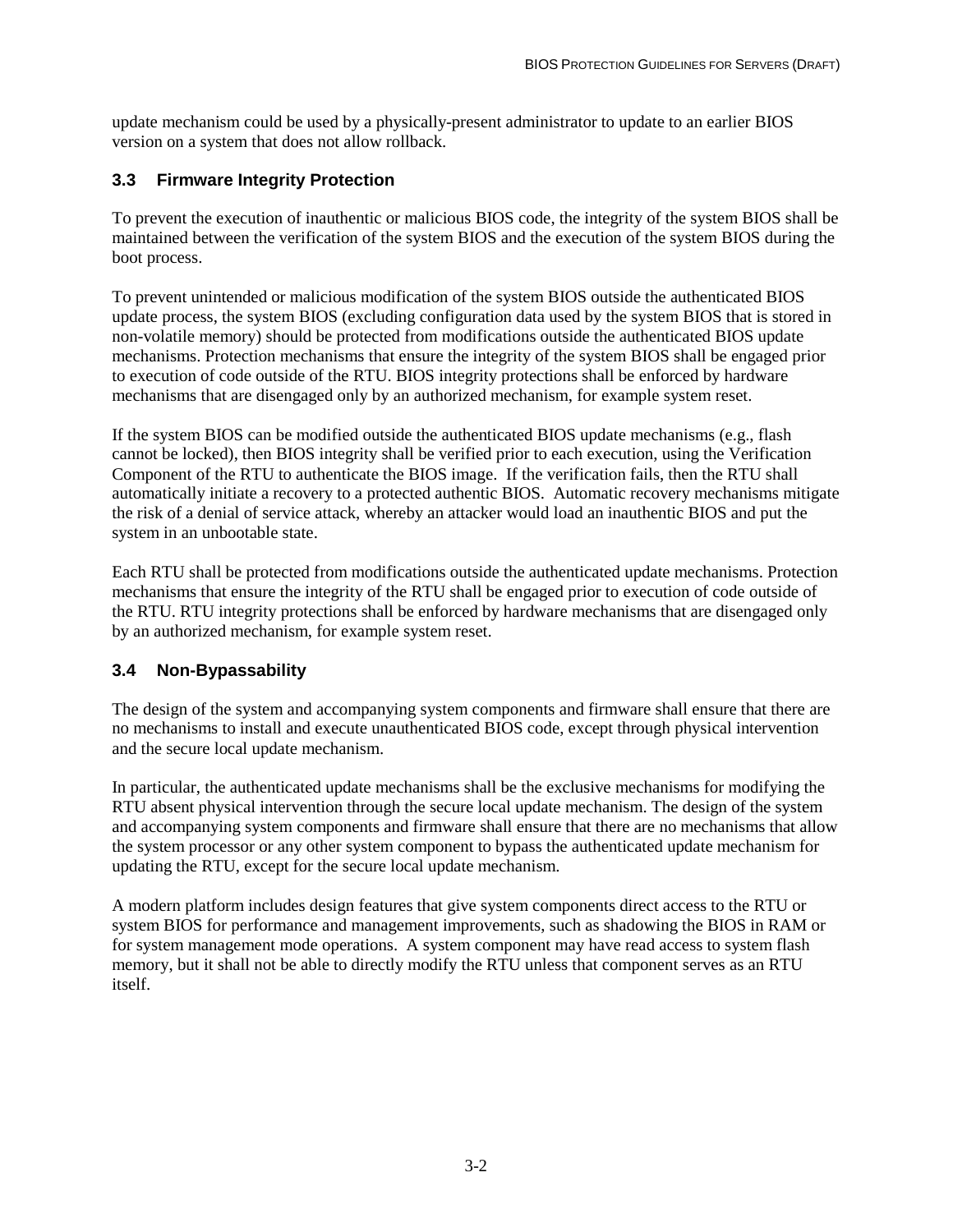update mechanism could be used by a physically-present administrator to update to an earlier BIOS version on a system that does not allow rollback.

### 3.3 Firmware Integrity Protection

To prevent the execution of inauthentic or malicious BIOS code, the integrity of the system BIOS shall be maintained between the verification of the system BIOS and the execution of the system BIOS during the boot process.

To prevent unintended or malicious modification of the system BIOS outside the authenticated BIOS update process, the system BIOS (excluding configuration data used by the system BIOS that is stored in non-volatile memory) should be protected from modifications outside the authenticated BIOS update mechanisms. Protection mechanisms that ensure the integrity of the system BIOS shall be engaged prior to execution of code outside of the RTU. BIOS integrity protections shall be enforced by hardware mechanisms that are disengaged only by an authorized mechanism, for example system reset.

If the system BIOS can be modified outside the authenticated BIOS update mechanisms (e.g., flash cannot be locked), then BIOS integrity shall be verified prior to each execution, using the Verification Component of the RTU to authenticate the BIOS image. If the verification fails, then the RTU shall automatically initiate a recovery to a protected authentic BIOS. Automatic recovery mechanisms mitigate the risk of a denial of service attack, whereby an attacker would load an inauthentic BIOS and put the system in an unbootable state.

Each RTU shall be protected from modifications outside the authenticated update mechanisms. Protection mechanisms that ensure the integrity of the RTU shall be engaged prior to execution of code outside of the RTU. RTU integrity protections shall be enforced by hardware mechanisms that are disengaged only by an authorized mechanism, for example system reset.

### 3.4 Non-Bypassability

The design of the system and accompanying system components and firmware shall ensure that there are no mechanisms to install and execute unauthenticated BIOS code, except through physical intervention and the secure local update mechanism.

In particular, the authenticated update mechanisms shall be the exclusive mechanisms for modifying the RTU absent physical intervention through the secure local update mechanism. The design of the system and accompanying system components and firmware shall ensure that there are no mechanisms that allow the system processor or any other system component to bypass the authenticated update mechanism for updating the RTU, except for the secure local update mechanism.

A modern platform includes design features that give system components direct access to the RTU or system BIOS for performance and management improvements, such as shadowing the BIOS in RAM or for system management mode operations. A system component may have read access to system flash memory, but it shall not be able to directly modify the RTU unless that component serves as an RTU itself.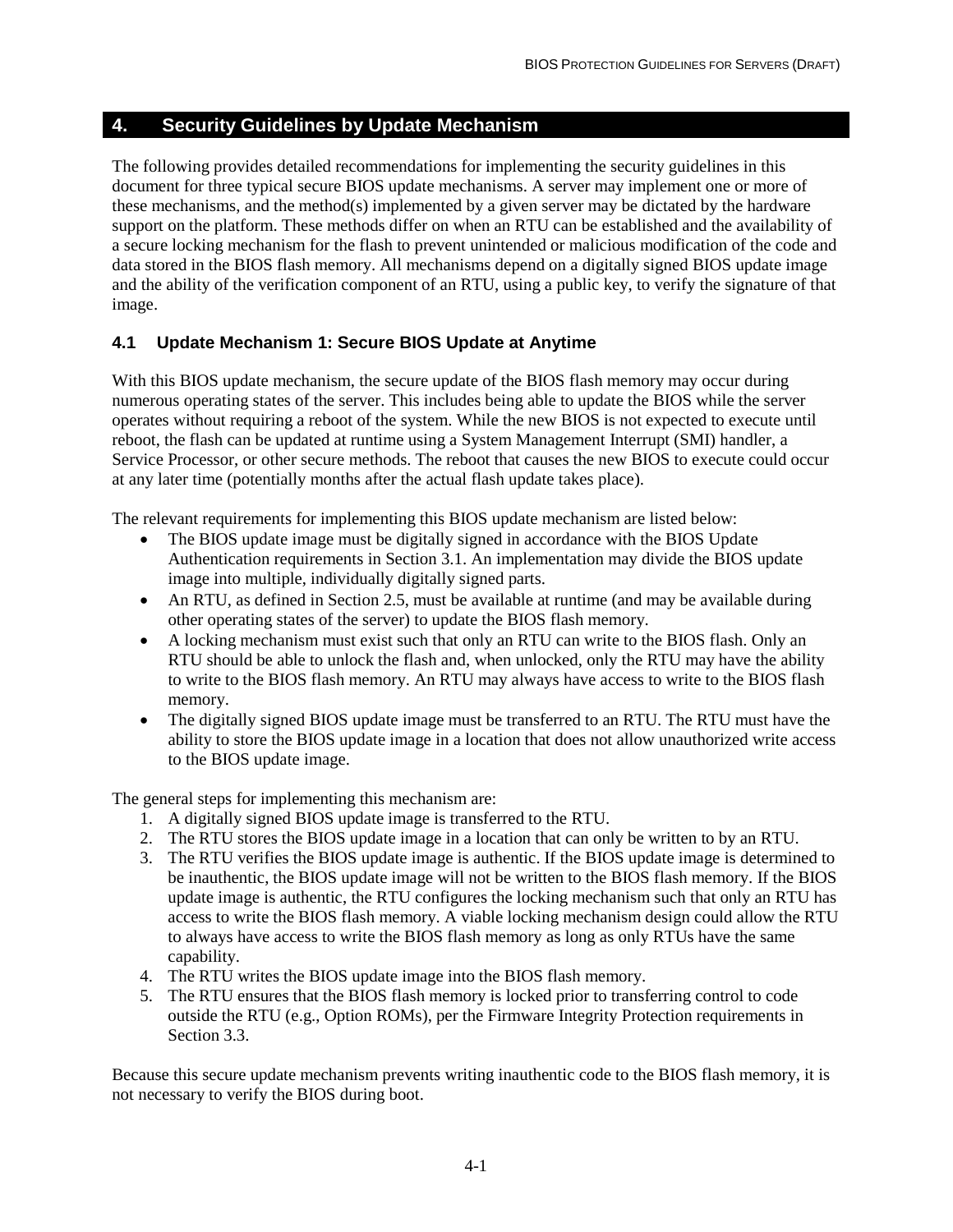# 4. Security Guidelines by Update Mechanism

The following provides detailed recommendations for implementing the security guidelines in this document for three typical secure BIOS update mechanisms. A server may implement one or more of these mechanisms, and the method(s) implemented by a given server may be dictated by the hardware support on the platform. These methods differ on when an RTU can be established and the availability of a secure locking mechanism for the flash to prevent unintended or malicious modification of the code and data stored in the BIOS flash memory. All mechanisms depend on a digitally signed BIOS update image and the ability of the verification component of an RTU, using a public key, to verify the signature of that image.

## 4.1 Update Mechanism 1: Secure BIOS Update at Anytime

With this BIOS update mechanism, the secure update of the BIOS flash memory may occur during numerous operating states of the server. This includes being able to update the BIOS while the server operates without requiring a reboot of the system. While the new BIOS is not expected to execute until reboot, the flash can be updated at runtime using a System Management Interrupt (SMI) handler, a Service Processor, or other secure methods. The reboot that causes the new BIOS to execute could occur at any later time (potentially months after the actual flash update takes place).

The relevant requirements for implementing this BIOS update mechanism are listed below:

- The BIOS update image must be digitally signed in accordance with the BIOS Update Authentication requirements in Section 3.1. An implementation may divide the BIOS update image into multiple, individually digitally signed parts.
- An RTU, as defined in Section 2.5, must be available at runtime (and may be available during other operating states of the server) to update the BIOS flash memory.
- A locking mechanism must exist such that only an RTU can write to the BIOS flash. Only an RTU should be able to unlock the flash and, when unlocked, only the RTU may have the ability to write to the BIOS flash memory. An RTU may always have access to write to the BIOS flash memory.
- The digitally signed BIOS update image must be transferred to an RTU. The RTU must have the ability to store the BIOS update image in a location that does not allow unauthorized write access to the BIOS update image.

The general steps for implementing this mechanism are:

1. A digitally signed BIOS update image is transferred to the RTU.
2. The RTU stores the BIOS update image in a location that can only be written to by an RTU.
3. The RTU verifies the BIOS update image is authentic. If the BIOS update image is determined to be inauthentic, the BIOS update image will not be written to the BIOS flash memory. If the BIOS update image is authentic, the RTU configures the locking mechanism such that only an RTU has access to write the BIOS flash memory. A viable locking mechanism design could allow the RTU to always have access to write the BIOS flash memory as long as only RTUs have the same capability.
4. The RTU writes the BIOS update image into the BIOS flash memory.
5. The RTU ensures that the BIOS flash memory is locked prior to transferring control to code outside the RTU (e.g., Option ROMs), per the Firmware Integrity Protection requirements in Section 3.3.

Because this secure update mechanism prevents writing inauthentic code to the BIOS flash memory, it is not necessary to verify the BIOS during boot.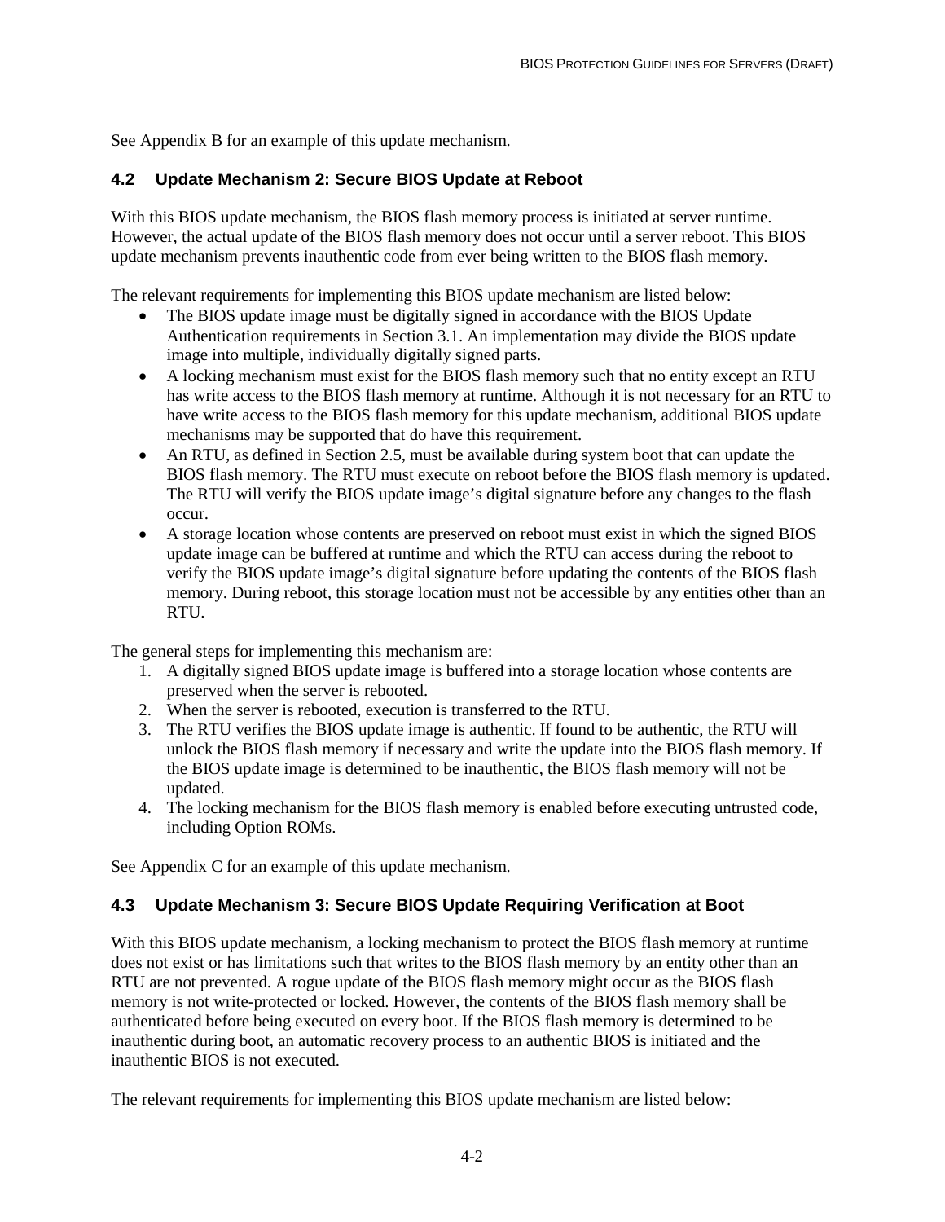See Appendix B for an example of this update mechanism.

### 4.2 Update Mechanism 2: Secure BIOS Update at Reboot

With this BIOS update mechanism, the BIOS flash memory process is initiated at server runtime. However, the actual update of the BIOS flash memory does not occur until a server reboot. This BIOS update mechanism prevents inauthentic code from ever being written to the BIOS flash memory.

The relevant requirements for implementing this BIOS update mechanism are listed below:

- The BIOS update image must be digitally signed in accordance with the BIOS Update Authentication requirements in Section 3.1. An implementation may divide the BIOS update image into multiple, individually digitally signed parts.
- A locking mechanism must exist for the BIOS flash memory such that no entity except an RTU has write access to the BIOS flash memory at runtime. Although it is not necessary for an RTU to have write access to the BIOS flash memory for this update mechanism, additional BIOS update mechanisms may be supported that do have this requirement.
- An RTU, as defined in Section 2.5, must be available during system boot that can update the BIOS flash memory. The RTU must execute on reboot before the BIOS flash memory is updated. The RTU will verify the BIOS update image's digital signature before any changes to the flash occur.
- A storage location whose contents are preserved on reboot must exist in which the signed BIOS update image can be buffered at runtime and which the RTU can access during the reboot to verify the BIOS update image's digital signature before updating the contents of the BIOS flash memory. During reboot, this storage location must not be accessible by any entities other than an RTU.

The general steps for implementing this mechanism are:

1. A digitally signed BIOS update image is buffered into a storage location whose contents are preserved when the server is rebooted.
2. When the server is rebooted, execution is transferred to the RTU.
3. The RTU verifies the BIOS update image is authentic. If found to be authentic, the RTU will unlock the BIOS flash memory if necessary and write the update into the BIOS flash memory. If the BIOS update image is determined to be inauthentic, the BIOS flash memory will not be updated.
4. The locking mechanism for the BIOS flash memory is enabled before executing untrusted code, including Option ROMs.

See Appendix C for an example of this update mechanism.

### 4.3 Update Mechanism 3: Secure BIOS Update Requiring Verification at Boot

With this BIOS update mechanism, a locking mechanism to protect the BIOS flash memory at runtime does not exist or has limitations such that writes to the BIOS flash memory by an entity other than an RTU are not prevented. A rogue update of the BIOS flash memory might occur as the BIOS flash memory is not write-protected or locked. However, the contents of the BIOS flash memory shall be authenticated before being executed on every boot. If the BIOS flash memory is determined to be inauthentic during boot, an automatic recovery process to an authentic BIOS is initiated and the inauthentic BIOS is not executed.

The relevant requirements for implementing this BIOS update mechanism are listed below: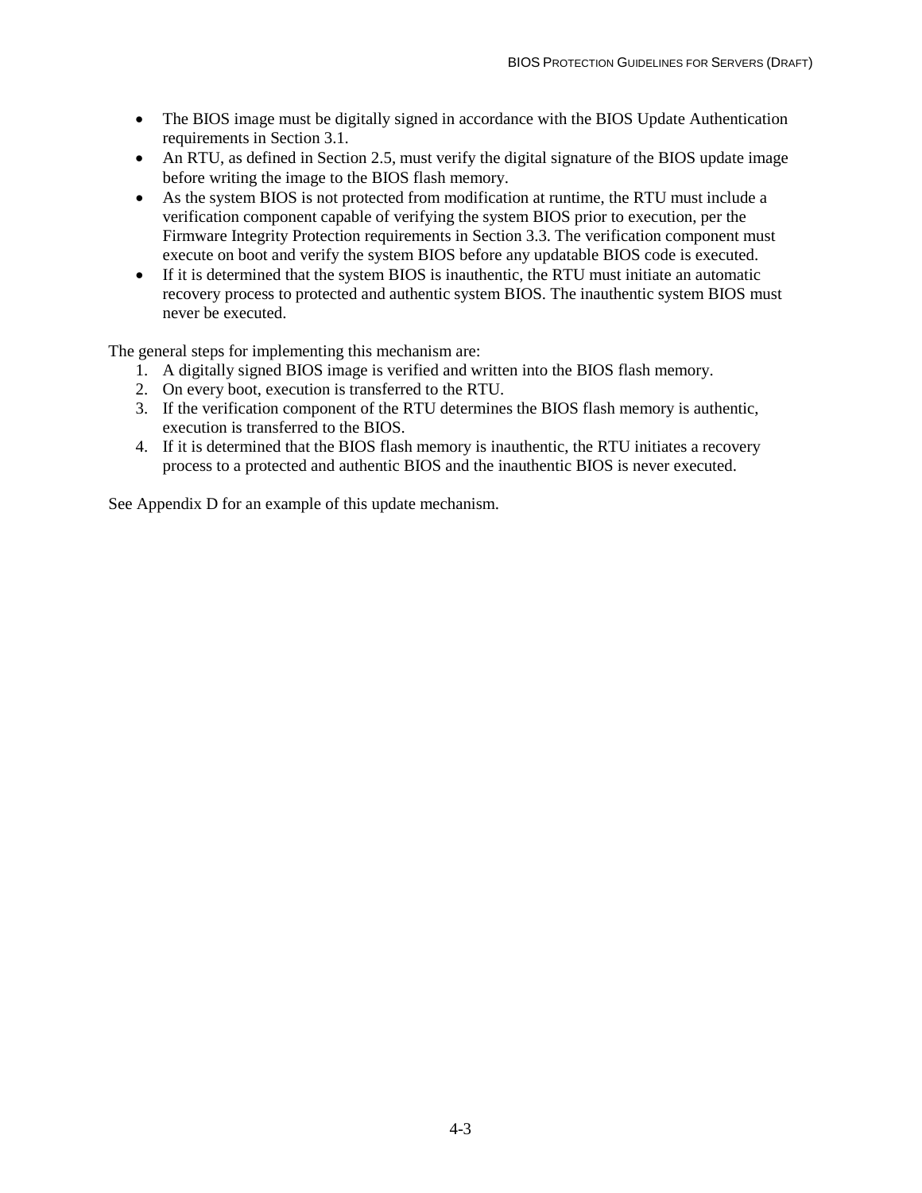- The BIOS image must be digitally signed in accordance with the BIOS Update Authentication requirements in Section 3.1.
- An RTU, as defined in Section 2.5, must verify the digital signature of the BIOS update image before writing the image to the BIOS flash memory.
- As the system BIOS is not protected from modification at runtime, the RTU must include a verification component capable of verifying the system BIOS prior to execution, per the Firmware Integrity Protection requirements in Section 3.3. The verification component must execute on boot and verify the system BIOS before any updatable BIOS code is executed.
- If it is determined that the system BIOS is inauthentic, the RTU must initiate an automatic recovery process to protected and authentic system BIOS. The inauthentic system BIOS must never be executed.

The general steps for implementing this mechanism are:

1. A digitally signed BIOS image is verified and written into the BIOS flash memory.
2. On every boot, execution is transferred to the RTU.
3. If the verification component of the RTU determines the BIOS flash memory is authentic, execution is transferred to the BIOS.
4. If it is determined that the BIOS flash memory is inauthentic, the RTU initiates a recovery process to a protected and authentic BIOS and the inauthentic BIOS is never executed.

See Appendix D for an example of this update mechanism.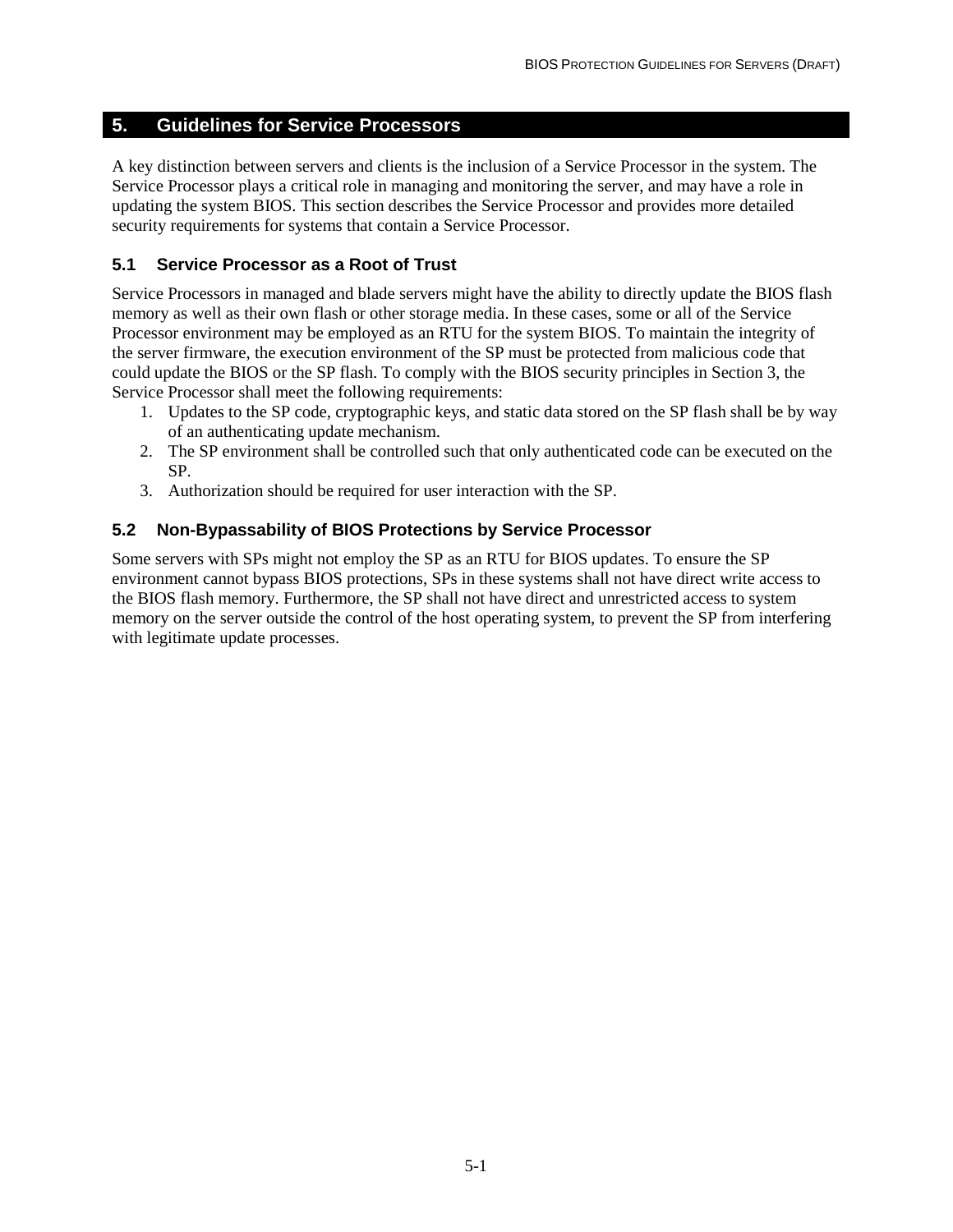# 5. Guidelines for Service Processors

A key distinction between servers and clients is the inclusion of a Service Processor in the system. The Service Processor plays a critical role in managing and monitoring the server, and may have a role in updating the system BIOS. This section describes the Service Processor and provides more detailed security requirements for systems that contain a Service Processor.

## 5.1 Service Processor as a Root of Trust

Service Processors in managed and blade servers might have the ability to directly update the BIOS flash memory as well as their own flash or other storage media. In these cases, some or all of the Service Processor environment may be employed as an RTU for the system BIOS. To maintain the integrity of the server firmware, the execution environment of the SP must be protected from malicious code that could update the BIOS or the SP flash. To comply with the BIOS security principles in Section 3, the Service Processor shall meet the following requirements:

1. Updates to the SP code, cryptographic keys, and static data stored on the SP flash shall be by way of an authenticating update mechanism.
2. The SP environment shall be controlled such that only authenticated code can be executed on the SP.
3. Authorization should be required for user interaction with the SP.

## 5.2 Non-Bypassability of BIOS Protections by Service Processor

Some servers with SPs might not employ the SP as an RTU for BIOS updates. To ensure the SP environment cannot bypass BIOS protections, SPs in these systems shall not have direct write access to the BIOS flash memory. Furthermore, the SP shall not have direct and unrestricted access to system memory on the server outside the control of the host operating system, to prevent the SP from interfering with legitimate update processes.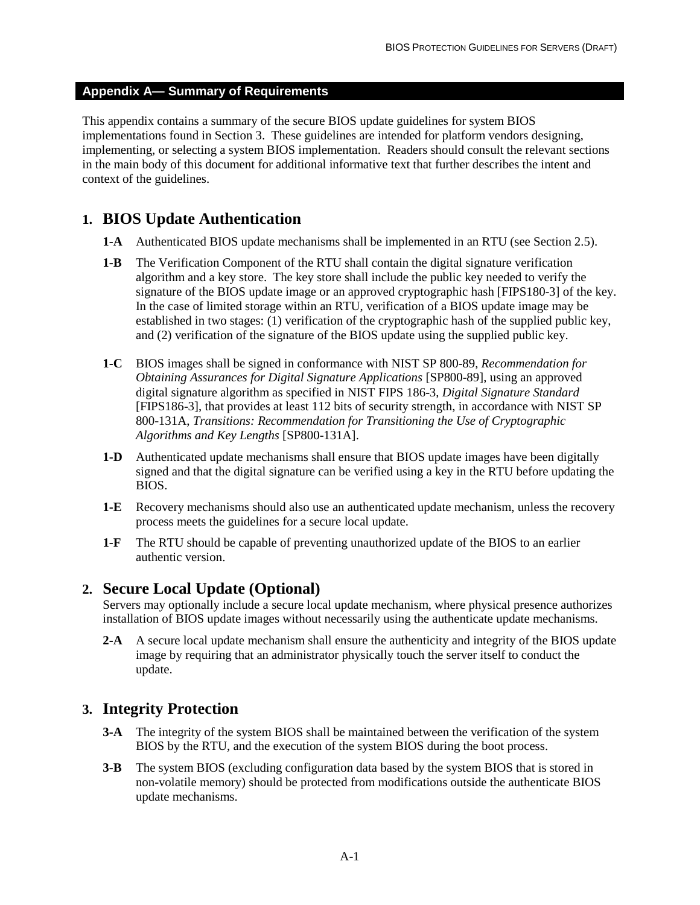## Appendix A— Summary of Requirements

This appendix contains a summary of the secure BIOS update guidelines for system BIOS implementations found in Section 3. These guidelines are intended for platform vendors designing, implementing, or selecting a system BIOS implementation. Readers should consult the relevant sections in the main body of this document for additional informative text that further describes the intent and context of the guidelines.

### 1. BIOS Update Authentication

**1-A** Authenticated BIOS update mechanisms shall be implemented in an RTU (see Section 2.5).

**1-B** The Verification Component of the RTU shall contain the digital signature verification algorithm and a key store. The key store shall include the public key needed to verify the signature of the BIOS update image or an approved cryptographic hash [FIPS180-3] of the key. In the case of limited storage within an RTU, verification of a BIOS update image may be established in two stages: (1) verification of the cryptographic hash of the supplied public key, and (2) verification of the signature of the BIOS update using the supplied public key.

**1-C** BIOS images shall be signed in conformance with NIST SP 800-89, *Recommendation for Obtaining Assurances for Digital Signature Applications* [SP800-89], using an approved digital signature algorithm as specified in NIST FIPS 186-3, *Digital Signature Standard* [FIPS186-3], that provides at least 112 bits of security strength, in accordance with NIST SP 800-131A, *Transitions: Recommendation for Transitioning the Use of Cryptographic Algorithms and Key Lengths* [SP800-131A].

**1-D** Authenticated update mechanisms shall ensure that BIOS update images have been digitally signed and that the digital signature can be verified using a key in the RTU before updating the BIOS.

**1-E** Recovery mechanisms should also use an authenticated update mechanism, unless the recovery process meets the guidelines for a secure local update.

**1-F** The RTU should be capable of preventing unauthorized update of the BIOS to an earlier authentic version.

### 2. Secure Local Update (Optional)

Servers may optionally include a secure local update mechanism, where physical presence authorizes installation of BIOS update images without necessarily using the authenticate update mechanisms.

**2-A** A secure local update mechanism shall ensure the authenticity and integrity of the BIOS update image by requiring that an administrator physically touch the server itself to conduct the update.

### 3. Integrity Protection

**3-A** The integrity of the system BIOS shall be maintained between the verification of the system BIOS by the RTU, and the execution of the system BIOS during the boot process.

**3-B** The system BIOS (excluding configuration data based by the system BIOS that is stored in non-volatile memory) should be protected from modifications outside the authenticate BIOS update mechanisms.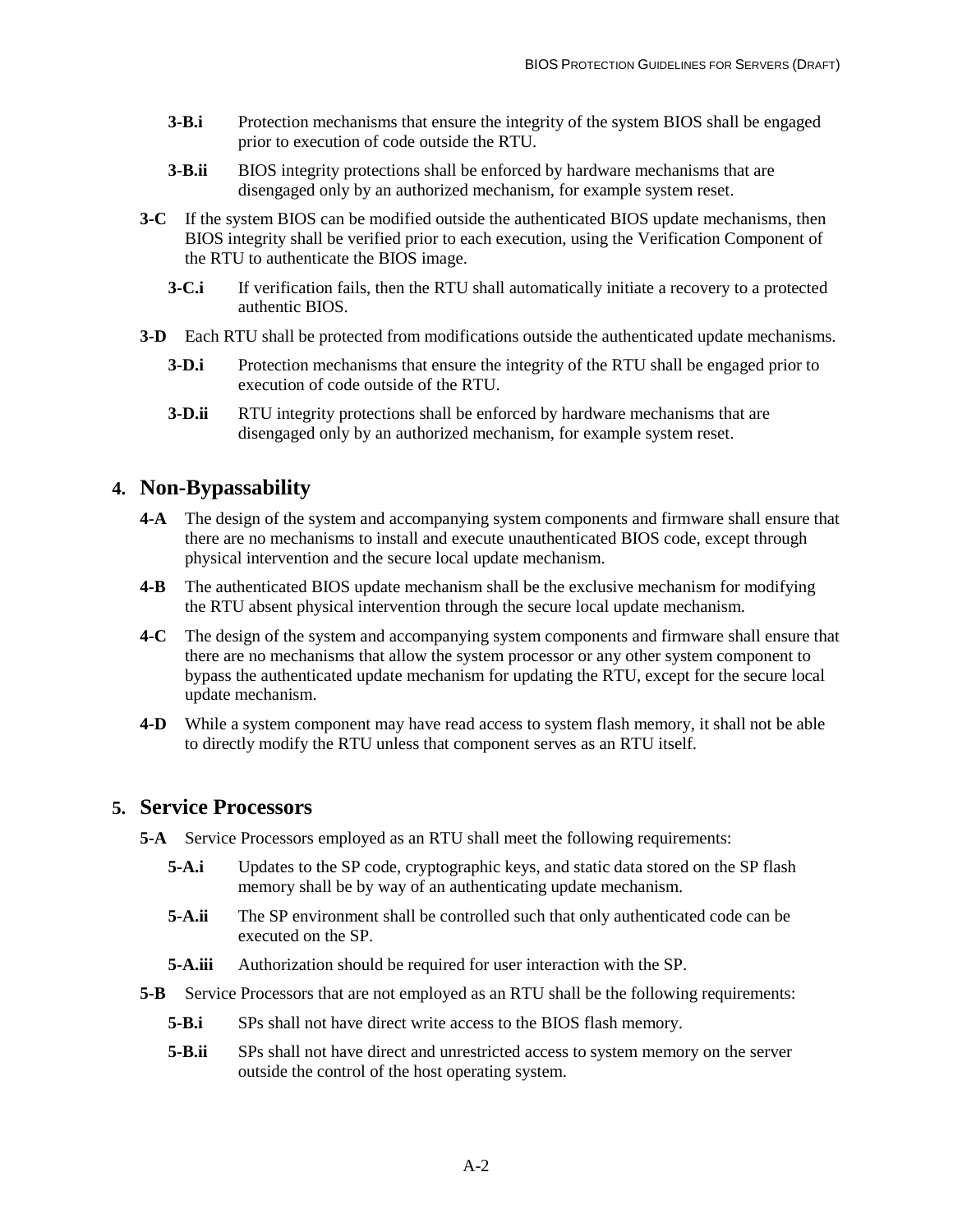**3-B.i** Protection mechanisms that ensure the integrity of the system BIOS shall be engaged prior to execution of code outside the RTU.

**3-B.ii** BIOS integrity protections shall be enforced by hardware mechanisms that are disengaged only by an authorized mechanism, for example system reset.

**3-C** If the system BIOS can be modified outside the authenticated BIOS update mechanisms, then BIOS integrity shall be verified prior to each execution, using the Verification Component of the RTU to authenticate the BIOS image.

**3-C.i** If verification fails, then the RTU shall automatically initiate a recovery to a protected authentic BIOS.

**3-D** Each RTU shall be protected from modifications outside the authenticated update mechanisms.

**3-D.i** Protection mechanisms that ensure the integrity of the RTU shall be engaged prior to execution of code outside of the RTU.

**3-D.ii** RTU integrity protections shall be enforced by hardware mechanisms that are disengaged only by an authorized mechanism, for example system reset.

## 4. Non-Bypassability

**4-A** The design of the system and accompanying system components and firmware shall ensure that there are no mechanisms to install and execute unauthenticated BIOS code, except through physical intervention and the secure local update mechanism.

**4-B** The authenticated BIOS update mechanism shall be the exclusive mechanism for modifying the RTU absent physical intervention through the secure local update mechanism.

**4-C** The design of the system and accompanying system components and firmware shall ensure that there are no mechanisms that allow the system processor or any other system component to bypass the authenticated update mechanism for updating the RTU, except for the secure local update mechanism.

**4-D** While a system component may have read access to system flash memory, it shall not be able to directly modify the RTU unless that component serves as an RTU itself.

## 5. Service Processors

**5-A** Service Processors employed as an RTU shall meet the following requirements:

**5-A.i** Updates to the SP code, cryptographic keys, and static data stored on the SP flash memory shall be by way of an authenticating update mechanism.

**5-A.ii** The SP environment shall be controlled such that only authenticated code can be executed on the SP.

**5-A.iii** Authorization should be required for user interaction with the SP.

**5-B** Service Processors that are not employed as an RTU shall be the following requirements:

**5-B.i** SPs shall not have direct write access to the BIOS flash memory.

**5-B.ii** SPs shall not have direct and unrestricted access to system memory on the server outside the control of the host operating system.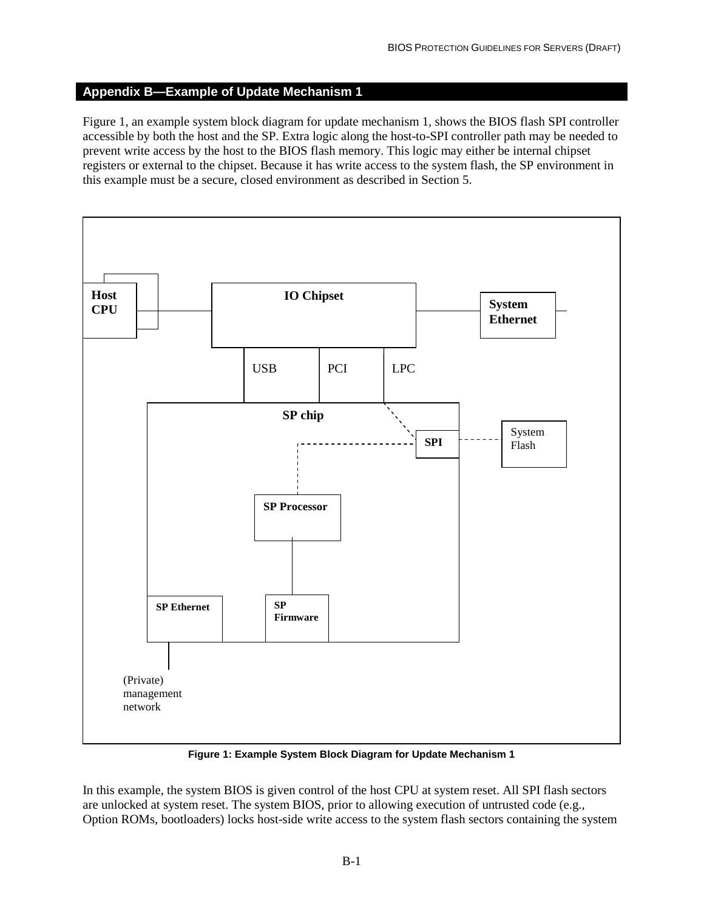## Appendix B—Example of Update Mechanism 1

Figure 1, an example system block diagram for update mechanism 1, shows the BIOS flash SPI controller accessible by both the host and the SP. Extra logic along the host-to-SPI controller path may be needed to prevent write access by the host to the BIOS flash memory. This logic may either be internal chipset registers or external to the chipset. Because it has write access to the system flash, the SP environment in this example must be a secure, closed environment as described in Section 5.

**Figure 1: Example System Block Diagram for Update Mechanism 1**

In this example, the system BIOS is given control of the host CPU at system reset. All SPI flash sectors are unlocked at system reset. The system BIOS, prior to allowing execution of untrusted code (e.g., Option ROMs, bootloaders) locks host-side write access to the system flash sectors containing the system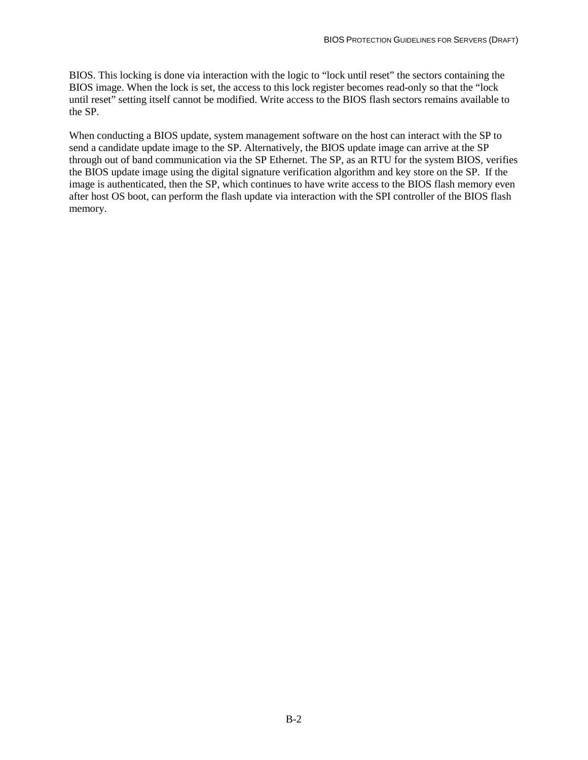BIOS. This locking is done via interaction with the logic to "lock until reset" the sectors containing the BIOS image. When the lock is set, the access to this lock register becomes read-only so that the "lock until reset" setting itself cannot be modified. Write access to the BIOS flash sectors remains available to the SP.

When conducting a BIOS update, system management software on the host can interact with the SP to send a candidate update image to the SP. Alternatively, the BIOS update image can arrive at the SP through out of band communication via the SP Ethernet. The SP, as an RTU for the system BIOS, verifies the BIOS update image using the digital signature verification algorithm and key store on the SP. If the image is authenticated, then the SP, which continues to have write access to the BIOS flash memory even after host OS boot, can perform the flash update via interaction with the SPI controller of the BIOS flash memory.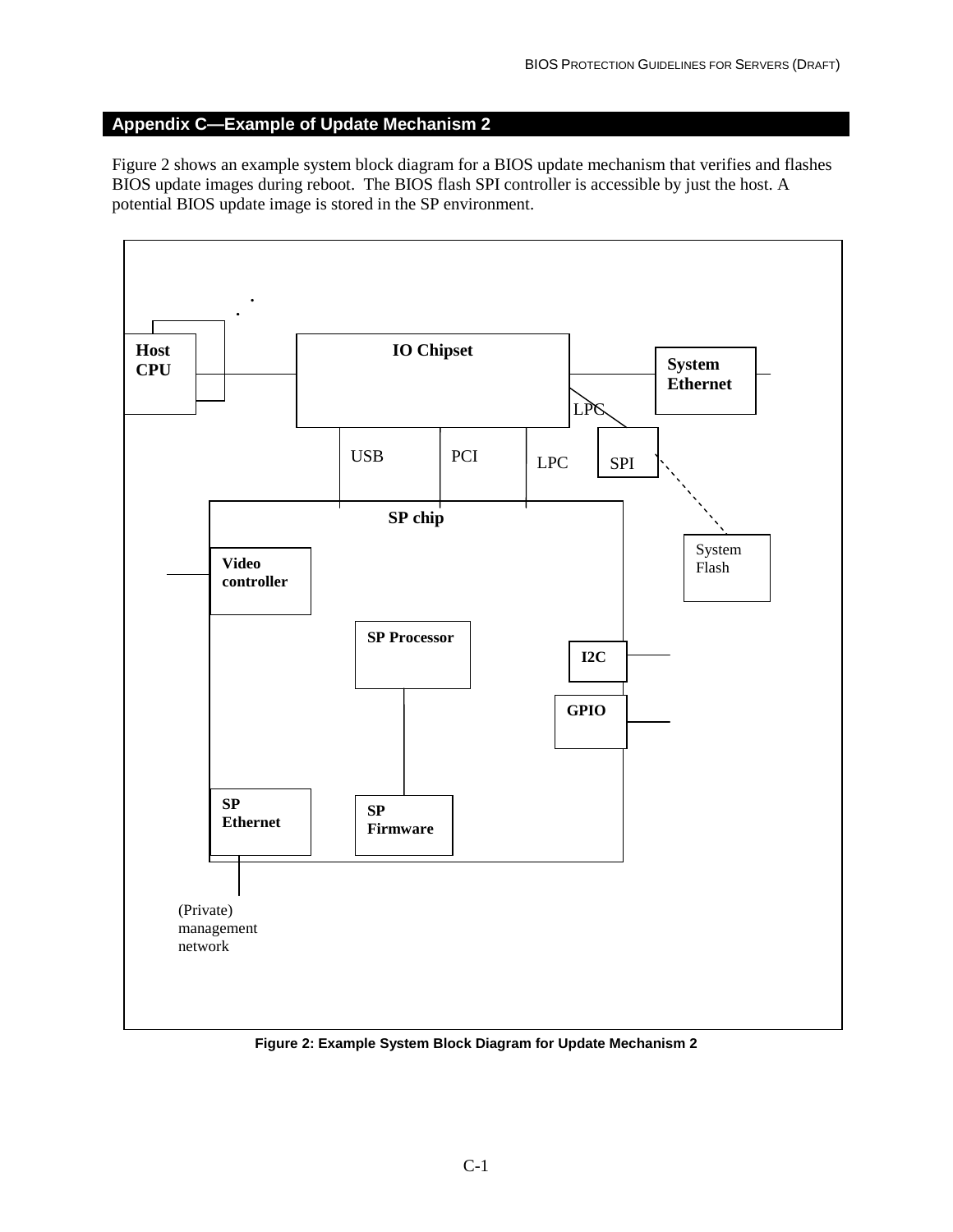## Appendix C—Example of Update Mechanism 2

Figure 2 shows an example system block diagram for a BIOS update mechanism that verifies and flashes BIOS update images during reboot. The BIOS flash SPI controller is accessible by just the host. A potential BIOS update image is stored in the SP environment.

**Figure 2: Example System Block Diagram for Update Mechanism 2**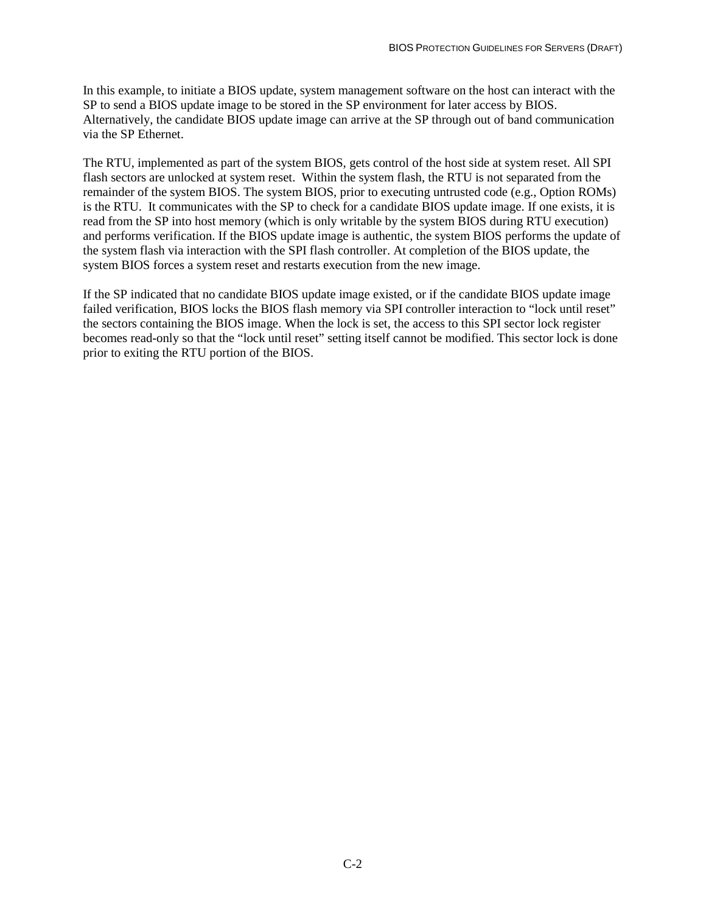In this example, to initiate a BIOS update, system management software on the host can interact with the SP to send a BIOS update image to be stored in the SP environment for later access by BIOS. Alternatively, the candidate BIOS update image can arrive at the SP through out of band communication via the SP Ethernet.

The RTU, implemented as part of the system BIOS, gets control of the host side at system reset. All SPI flash sectors are unlocked at system reset. Within the system flash, the RTU is not separated from the remainder of the system BIOS. The system BIOS, prior to executing untrusted code (e.g., Option ROMs) is the RTU. It communicates with the SP to check for a candidate BIOS update image. If one exists, it is read from the SP into host memory (which is only writable by the system BIOS during RTU execution) and performs verification. If the BIOS update image is authentic, the system BIOS performs the update of the system flash via interaction with the SPI flash controller. At completion of the BIOS update, the system BIOS forces a system reset and restarts execution from the new image.

If the SP indicated that no candidate BIOS update image existed, or if the candidate BIOS update image failed verification, BIOS locks the BIOS flash memory via SPI controller interaction to "lock until reset" the sectors containing the BIOS image. When the lock is set, the access to this SPI sector lock register becomes read-only so that the "lock until reset" setting itself cannot be modified. This sector lock is done prior to exiting the RTU portion of the BIOS.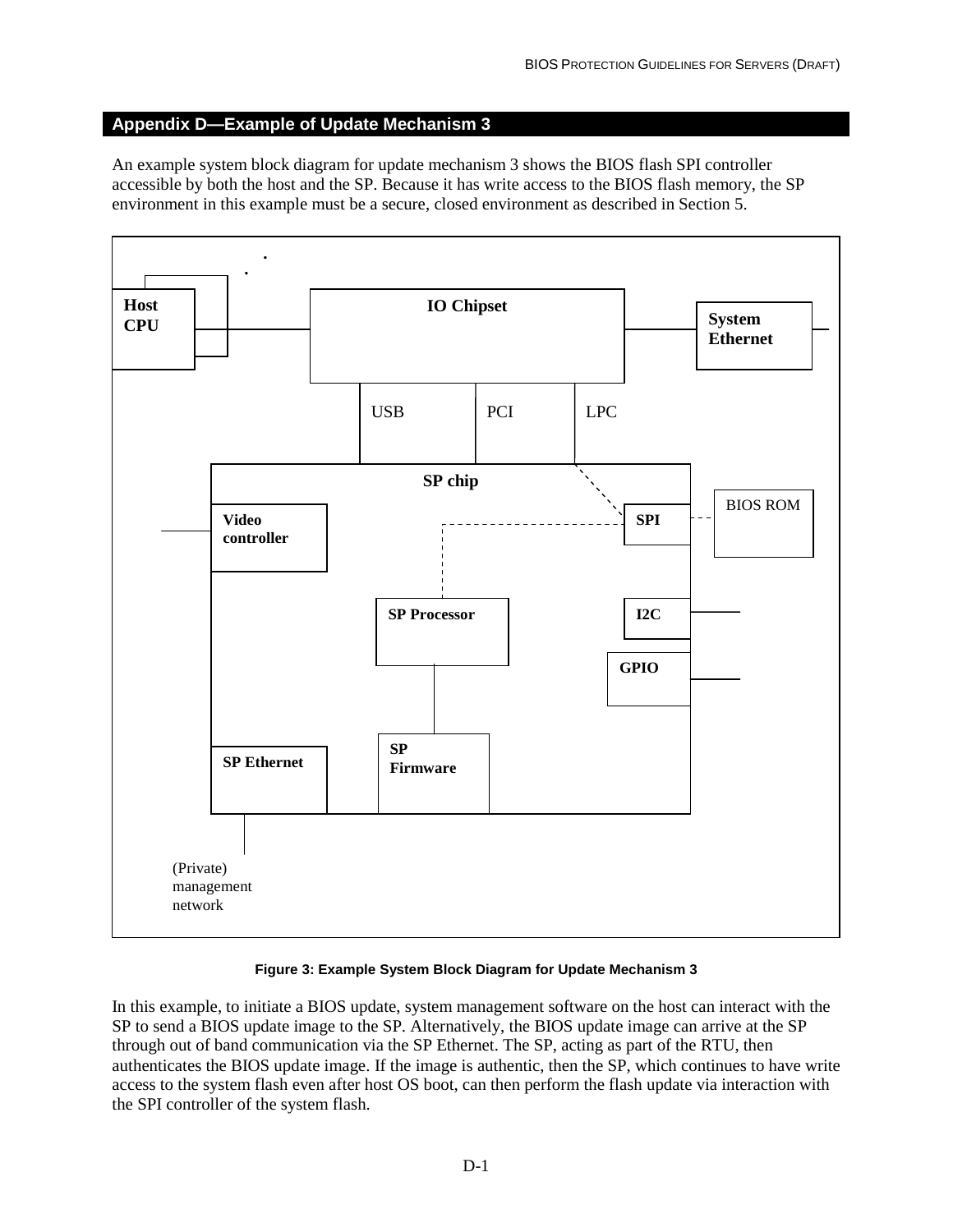## Appendix D—Example of Update Mechanism 3

An example system block diagram for update mechanism 3 shows the BIOS flash SPI controller accessible by both the host and the SP. Because it has write access to the BIOS flash memory, the SP environment in this example must be a secure, closed environment as described in Section 5.

**Figure 3: Example System Block Diagram for Update Mechanism 3**

In this example, to initiate a BIOS update, system management software on the host can interact with the SP to send a BIOS update image to the SP. Alternatively, the BIOS update image can arrive at the SP through out of band communication via the SP Ethernet. The SP, acting as part of the RTU, then authenticates the BIOS update image. If the image is authentic, then the SP, which continues to have write access to the system flash even after host OS boot, can then perform the flash update via interaction with the SPI controller of the system flash.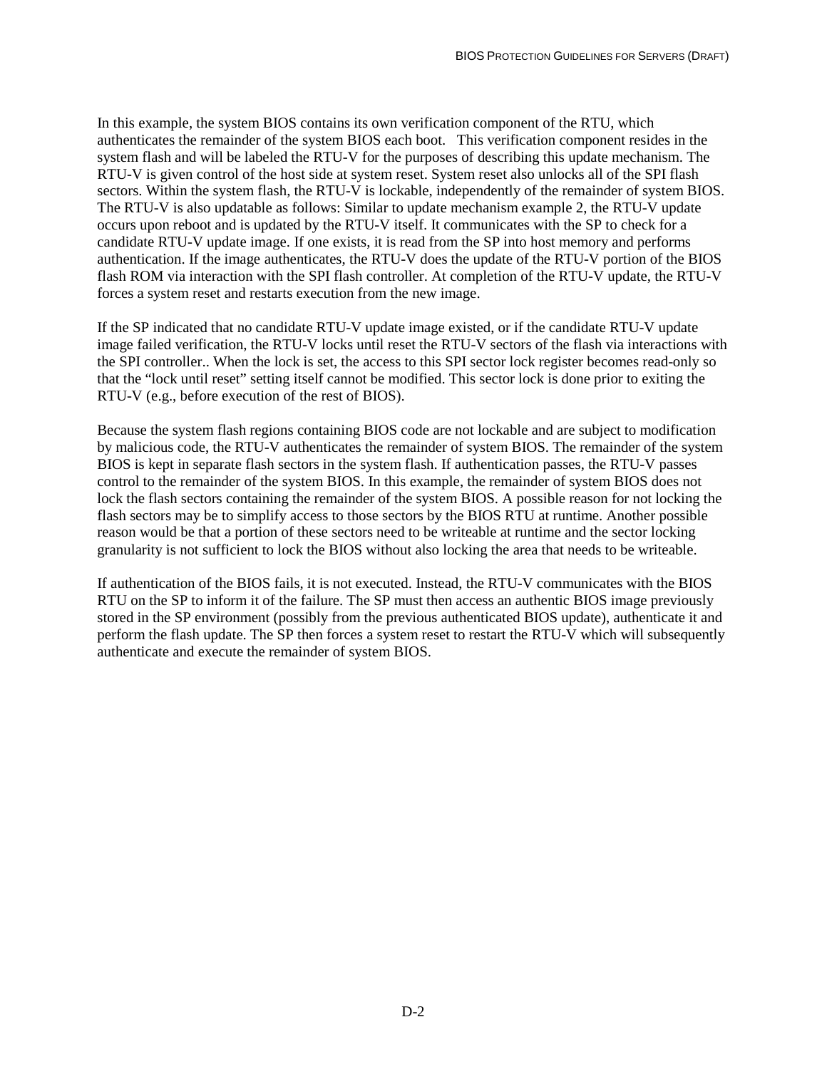In this example, the system BIOS contains its own verification component of the RTU, which authenticates the remainder of the system BIOS each boot. This verification component resides in the system flash and will be labeled the RTU-V for the purposes of describing this update mechanism. The RTU-V is given control of the host side at system reset. System reset also unlocks all of the SPI flash sectors. Within the system flash, the RTU-V is lockable, independently of the remainder of system BIOS. The RTU-V is also updatable as follows: Similar to update mechanism example 2, the RTU-V update occurs upon reboot and is updated by the RTU-V itself. It communicates with the SP to check for a candidate RTU-V update image. If one exists, it is read from the SP into host memory and performs authentication. If the image authenticates, the RTU-V does the update of the RTU-V portion of the BIOS flash ROM via interaction with the SPI flash controller. At completion of the RTU-V update, the RTU-V forces a system reset and restarts execution from the new image.

If the SP indicated that no candidate RTU-V update image existed, or if the candidate RTU-V update image failed verification, the RTU-V locks until reset the RTU-V sectors of the flash via interactions with the SPI controller.. When the lock is set, the access to this SPI sector lock register becomes read-only so that the "lock until reset" setting itself cannot be modified. This sector lock is done prior to exiting the RTU-V (e.g., before execution of the rest of BIOS).

Because the system flash regions containing BIOS code are not lockable and are subject to modification by malicious code, the RTU-V authenticates the remainder of system BIOS. The remainder of the system BIOS is kept in separate flash sectors in the system flash. If authentication passes, the RTU-V passes control to the remainder of the system BIOS. In this example, the remainder of system BIOS does not lock the flash sectors containing the remainder of the system BIOS. A possible reason for not locking the flash sectors may be to simplify access to those sectors by the BIOS RTU at runtime. Another possible reason would be that a portion of these sectors need to be writeable at runtime and the sector locking granularity is not sufficient to lock the BIOS without also locking the area that needs to be writeable.

If authentication of the BIOS fails, it is not executed. Instead, the RTU-V communicates with the BIOS RTU on the SP to inform it of the failure. The SP must then access an authentic BIOS image previously stored in the SP environment (possibly from the previous authenticated BIOS update), authenticate it and perform the flash update. The SP then forces a system reset to restart the RTU-V which will subsequently authenticate and execute the remainder of system BIOS.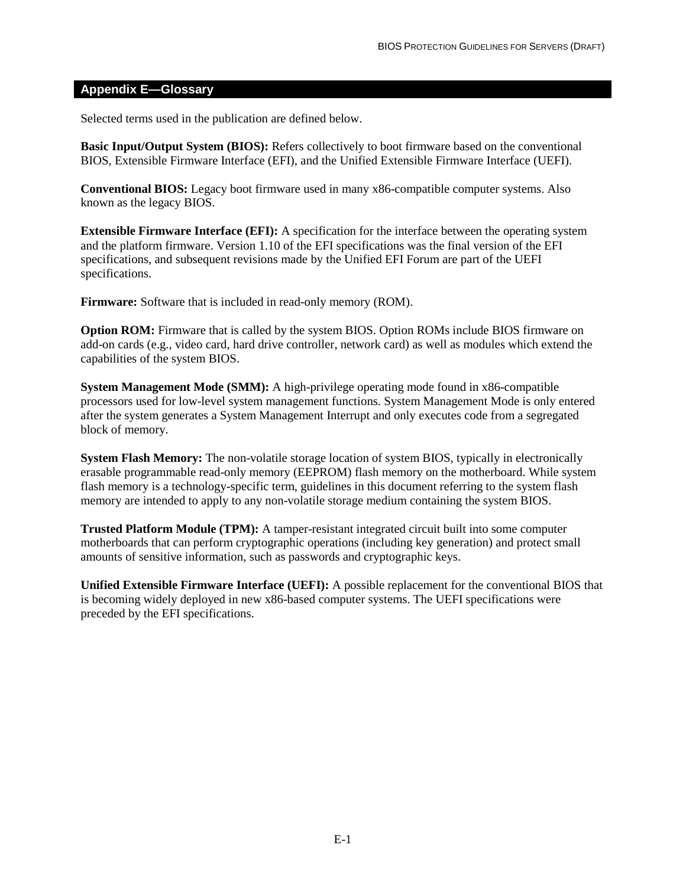## Appendix E—Glossary

Selected terms used in the publication are defined below.

**Basic Input/Output System (BIOS):** Refers collectively to boot firmware based on the conventional BIOS, Extensible Firmware Interface (EFI), and the Unified Extensible Firmware Interface (UEFI).

**Conventional BIOS:** Legacy boot firmware used in many x86-compatible computer systems. Also known as the legacy BIOS.

**Extensible Firmware Interface (EFI):** A specification for the interface between the operating system and the platform firmware. Version 1.10 of the EFI specifications was the final version of the EFI specifications, and subsequent revisions made by the Unified EFI Forum are part of the UEFI specifications.

**Firmware:** Software that is included in read-only memory (ROM).

**Option ROM:** Firmware that is called by the system BIOS. Option ROMs include BIOS firmware on add-on cards (e.g., video card, hard drive controller, network card) as well as modules which extend the capabilities of the system BIOS.

**System Management Mode (SMM):** A high-privilege operating mode found in x86-compatible processors used for low-level system management functions. System Management Mode is only entered after the system generates a System Management Interrupt and only executes code from a segregated block of memory.

**System Flash Memory:** The non-volatile storage location of system BIOS, typically in electronically erasable programmable read-only memory (EEPROM) flash memory on the motherboard. While system flash memory is a technology-specific term, guidelines in this document referring to the system flash memory are intended to apply to any non-volatile storage medium containing the system BIOS.

**Trusted Platform Module (TPM):** A tamper-resistant integrated circuit built into some computer motherboards that can perform cryptographic operations (including key generation) and protect small amounts of sensitive information, such as passwords and cryptographic keys.

**Unified Extensible Firmware Interface (UEFI):** A possible replacement for the conventional BIOS that is becoming widely deployed in new x86-based computer systems. The UEFI specifications were preceded by the EFI specifications.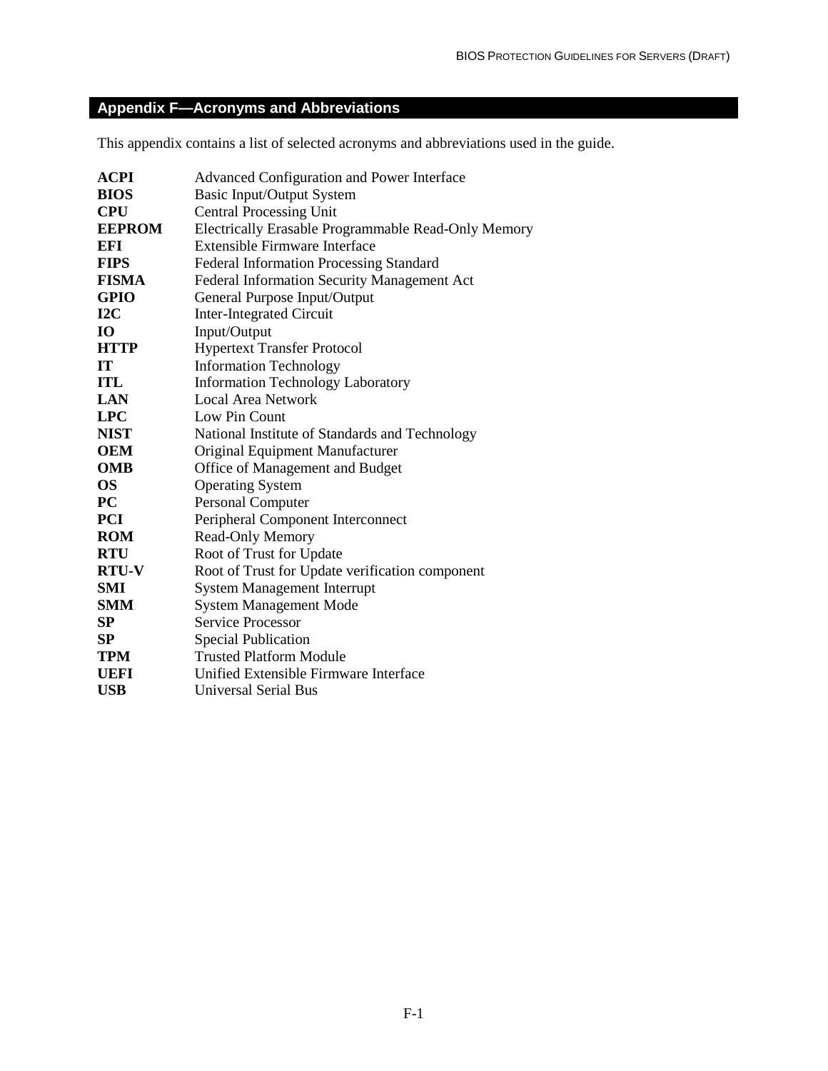## Appendix F—Acronyms and Abbreviations

This appendix contains a list of selected acronyms and abbreviations used in the guide.

| | |
|---|---|
| **ACPI** | Advanced Configuration and Power Interface |
| **BIOS** | Basic Input/Output System |
| **CPU** | Central Processing Unit |
| **EEPROM** | Electrically Erasable Programmable Read-Only Memory |
| **EFI** | Extensible Firmware Interface |
| **FIPS** | Federal Information Processing Standard |
| **FISMA** | Federal Information Security Management Act |
| **GPIO** | General Purpose Input/Output |
| **I2C** | Inter-Integrated Circuit |
| **IO** | Input/Output |
| **HTTP** | Hypertext Transfer Protocol |
| **IT** | Information Technology |
| **ITL** | Information Technology Laboratory |
| **LAN** | Local Area Network |
| **LPC** | Low Pin Count |
| **NIST** | National Institute of Standards and Technology |
| **OEM** | Original Equipment Manufacturer |
| **OMB** | Office of Management and Budget |
| **OS** | Operating System |
| **PC** | Personal Computer |
| **PCI** | Peripheral Component Interconnect |
| **ROM** | Read-Only Memory |
| **RTU** | Root of Trust for Update |
| **RTU-V** | Root of Trust for Update verification component |
| **SMI** | System Management Interrupt |
| **SMM** | System Management Mode |
| **SP** | Service Processor |
| **SP** | Special Publication |
| **TPM** | Trusted Platform Module |
| **UEFI** | Unified Extensible Firmware Interface |
| **USB** | Universal Serial Bus |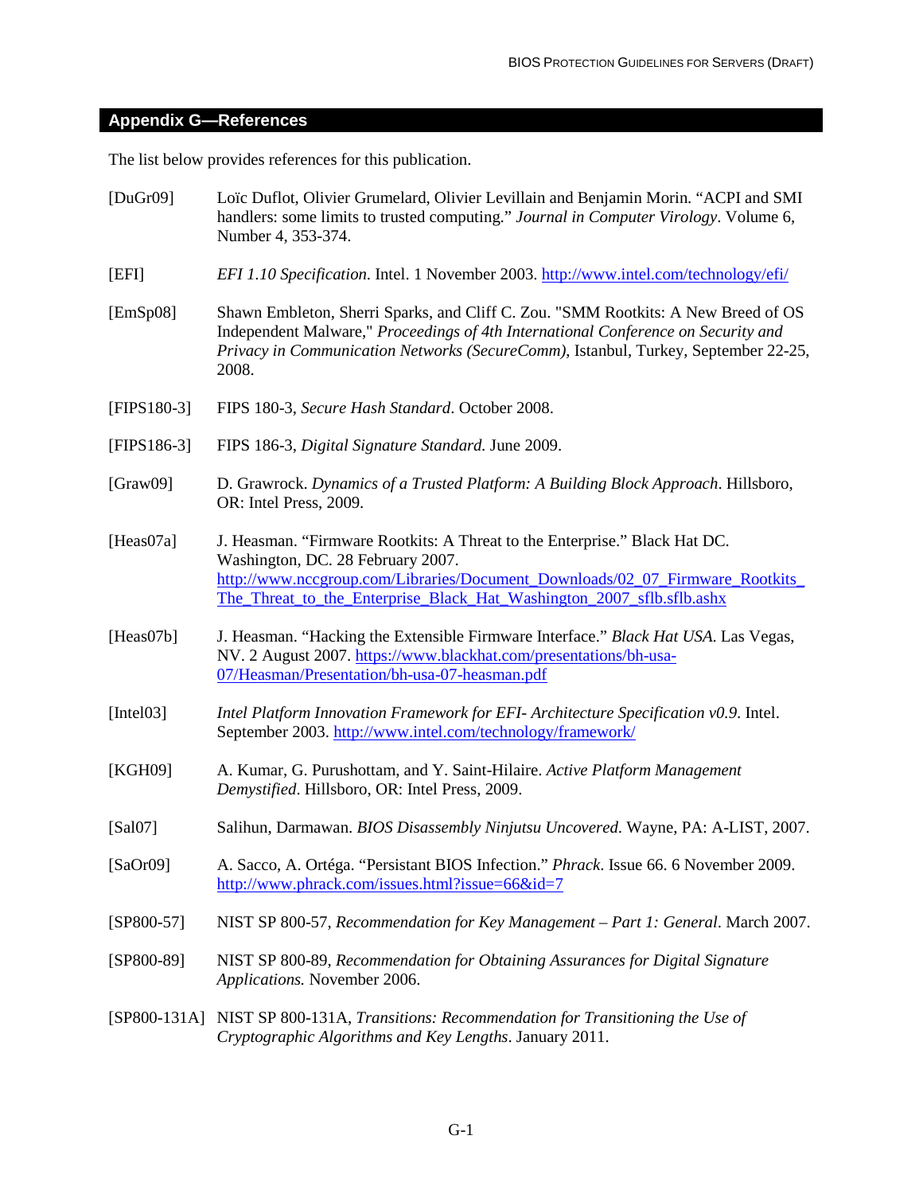## Appendix G—References

The list below provides references for this publication.

[DuGr09] Loïc Duflot, Olivier Grumelard, Olivier Levillain and Benjamin Morin. "ACPI and SMI handlers: some limits to trusted computing." *Journal in Computer Virology*. Volume 6, Number 4, 353-374.

[EFI] *EFI 1.10 Specification*. Intel. 1 November 2003. http://www.intel.com/technology/efi/

[EmSp08] Shawn Embleton, Sherri Sparks, and Cliff C. Zou. "SMM Rootkits: A New Breed of OS Independent Malware," *Proceedings of 4th International Conference on Security and Privacy in Communication Networks (SecureComm)*, Istanbul, Turkey, September 22-25, 2008.

[FIPS180-3] FIPS 180-3, *Secure Hash Standard*. October 2008.

[FIPS186-3] FIPS 186-3, *Digital Signature Standard.* June 2009.

[Graw09] D. Grawrock. *Dynamics of a Trusted Platform: A Building Block Approach*. Hillsboro, OR: Intel Press, 2009.

[Heas07a] J. Heasman. "Firmware Rootkits: A Threat to the Enterprise." Black Hat DC. Washington, DC. 28 February 2007. http://www.nccgroup.com/Libraries/Document_Downloads/02_07_Firmware_Rootkits_The_Threat_to_the_Enterprise_Black_Hat_Washington_2007_sflb.sflb.ashx

[Heas07b] J. Heasman. "Hacking the Extensible Firmware Interface." *Black Hat USA*. Las Vegas, NV. 2 August 2007. https://www.blackhat.com/presentations/bh-usa-07/Heasman/Presentation/bh-usa-07-heasman.pdf

[Intel03] *Intel Platform Innovation Framework for EFI- Architecture Specification v0.9*. Intel. September 2003. http://www.intel.com/technology/framework/

[KGH09] A. Kumar, G. Purushottam, and Y. Saint-Hilaire. *Active Platform Management Demystified*. Hillsboro, OR: Intel Press, 2009.

[Sal07] Salihun, Darmawan. *BIOS Disassembly Ninjutsu Uncovered*. Wayne, PA: A-LIST, 2007.

[SaOr09] A. Sacco, A. Ortéga. "Persistant BIOS Infection." *Phrack*. Issue 66. 6 November 2009. http://www.phrack.com/issues.html?issue=66&id=7

[SP800-57] NIST SP 800-57, *Recommendation for Key Management – Part 1: General*. March 2007.

[SP800-89] NIST SP 800-89, *Recommendation for Obtaining Assurances for Digital Signature Applications.* November 2006.

[SP800-131A] NIST SP 800-131A, *Transitions: Recommendation for Transitioning the Use of Cryptographic Algorithms and Key Lengths*. January 2011.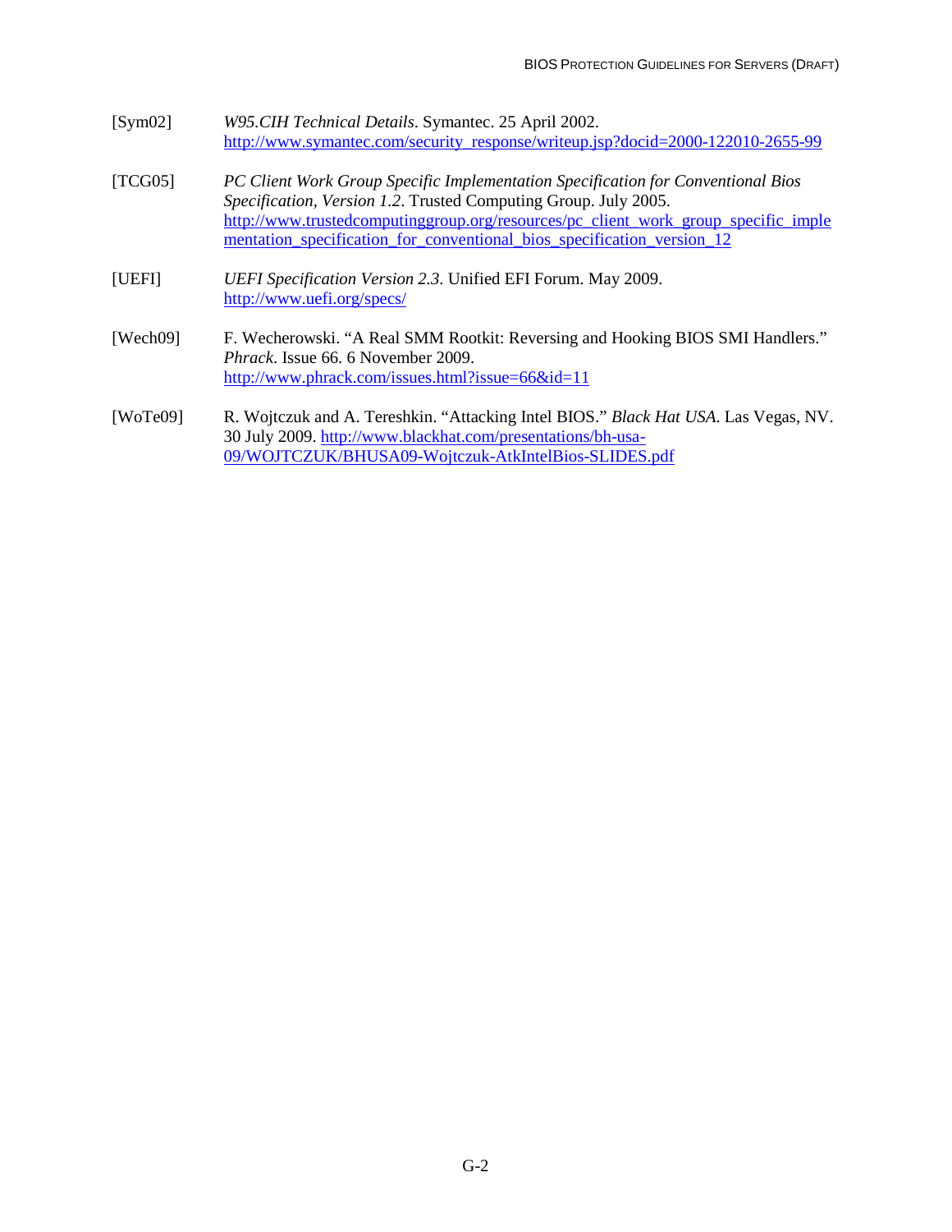[Sym02] *W95.CIH Technical Details*. Symantec. 25 April 2002. http://www.symantec.com/security_response/writeup.jsp?docid=2000-122010-2655-99

[TCG05] *PC Client Work Group Specific Implementation Specification for Conventional Bios Specification, Version 1.2*. Trusted Computing Group. July 2005. http://www.trustedcomputinggroup.org/resources/pc_client_work_group_specific_implementation_specification_for_conventional_bios_specification_version_12

[UEFI] *UEFI Specification Version 2.3*. Unified EFI Forum. May 2009. http://www.uefi.org/specs/

[Wech09] F. Wecherowski. "A Real SMM Rootkit: Reversing and Hooking BIOS SMI Handlers." *Phrack*. Issue 66. 6 November 2009. http://www.phrack.com/issues.html?issue=66&id=11

[WoTe09] R. Wojtczuk and A. Tereshkin. "Attacking Intel BIOS." *Black Hat USA*. Las Vegas, NV. 30 July 2009. http://www.blackhat.com/presentations/bh-usa-09/WOJTCZUK/BHUSA09-Wojtczuk-AtkIntelBios-SLIDES.pdf